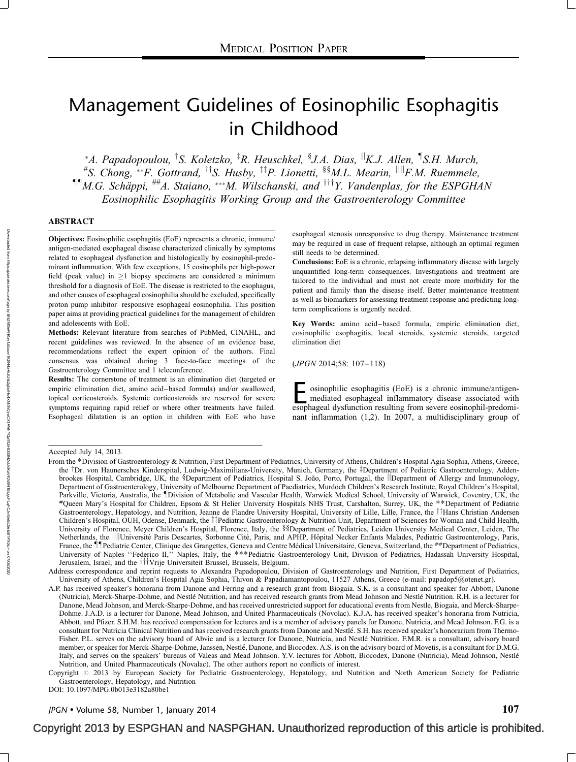MEDICAL POSITION PAPER

# Management Guidelines of Eosinophilic Esophagitis in Childhood

*A. Papadopoulou, †S. Koletzko, ‡R. Heuschkel, §J.A. Dias, ||K.J. Allen, ¶S.H. Murch, #S. Chong, **F. Gottrand, ††S. Husby, ‡‡P. Lionetti, §§M.L. Mearin, ||||F.M. Ruemmele, ¶¶M.G. Schäppi, ##A. Staiano, ***M. Wilschanski, and †††Y. Vandenplas, for the ESPGHAN Eosinophilic Esophagitis Working Group and the Gastroenterology Committee

## ABSTRACT

**Objectives:** Eosinophilic esophagitis (EoE) represents a chronic, immune/antigen-mediated esophageal disease characterized clinically by symptoms related to esophageal dysfunction and histologically by eosinophil-predominant inflammation. With few exceptions, 15 eosinophils per high-power field (peak value) in $\geq$1 biopsy specimens are considered a minimum threshold for a diagnosis of EoE. The disease is restricted to the esophagus, and other causes of esophageal eosinophilia should be excluded, specifically proton pump inhibitor–responsive esophageal eosinophilia. This position paper aims at providing practical guidelines for the management of children and adolescents with EoE.

**Methods:** Relevant literature from searches of PubMed, CINAHL, and recent guidelines was reviewed. In the absence of an evidence base, recommendations reflect the expert opinion of the authors. Final consensus was obtained during 3 face-to-face meetings of the Gastroenterology Committee and 1 teleconference.

**Results:** The cornerstone of treatment is an elimination diet (targeted or empiric elimination diet, amino acid–based formula) and/or swallowed, topical corticosteroids. Systemic corticosteroids are reserved for severe symptoms requiring rapid relief or where other treatments have failed. Esophageal dilatation is an option in children with EoE who have esophageal stenosis unresponsive to drug therapy. Maintenance treatment may be required in case of frequent relapse, although an optimal regimen still needs to be determined.

**Conclusions:** EoE is a chronic, relapsing inflammatory disease with largely unquantified long-term consequences. Investigations and treatment are tailored to the individual and must not create more morbidity for the patient and family than the disease itself. Better maintenance treatment as well as biomarkers for assessing treatment response and predicting long-term complications is urgently needed.

**Key Words:** amino acid–based formula, empiric elimination diet, eosinophilic esophagitis, local steroids, systemic steroids, targeted elimination diet

(*JPGN* 2014;58: 107–118)

Eosinophilic esophagitis (EoE) is a chronic immune/antigen-mediated esophageal inflammatory disease associated with esophageal dysfunction resulting from severe eosinophil-predominant inflammation (1,2). In 2007, a multidisciplinary group of

---

Accepted July 14, 2013.

From the *Division of Gastroenterology & Nutrition, First Department of Pediatrics, University of Athens, Children's Hospital Agia Sophia, Athens, Greece, the †Dr. von Haunersches Kinderspital, Ludwig-Maximilians-University, Munich, Germany, the ‡Department of Pediatric Gastroenterology, Addenbrookes Hospital, Cambridge, UK, the §Department of Pediatrics, Hospital S. João, Porto, Portugal, the ||Department of Allergy and Immunology, Department of Gastroenterology, University of Melbourne Department of Paediatrics, Murdoch Children's Research Institute, Royal Children's Hospital, Parkville, Victoria, Australia, the ¶Division of Metabolic and Vascular Health, Warwick Medical School, University of Warwick, Coventry, UK, the #Queen Mary's Hospital for Children, Epsom & St Helier University Hospitals NHS Trust, Carshalton, Surrey, UK, the **Department of Pediatric Gastroenterology, Hepatology, and Nutrition, Jeanne de Flandre University Hospital, University of Lille, Lille, France, the ††Hans Christian Andersen Children's Hospital, OUH, Odense, Denmark, the ‡‡Pediatric Gastroenterology & Nutrition Unit, Department of Sciences for Woman and Child Health, University of Florence, Meyer Children's Hospital, Florence, Italy, the §§Department of Pediatrics, Leiden University Medical Center, Leiden, The Netherlands, the ||||Université Paris Descartes, Sorbonne Cité, Paris, and APHP, Hôpital Necker Enfants Malades, Pediatric Gastroenterology, Paris, France, the ¶¶Pediatric Center, Clinique des Grangettes, Geneva and Centre Médical Universitaire, Geneva, Switzerland, the ##Department of Pediatrics, University of Naples ''Federico II,'' Naples, Italy, the ***Pediatric Gastroenterology Unit, Division of Pediatrics, Hadassah University Hospital, Jerusalem, Israel, and the †††Vrije Universiteit Brussel, Brussels, Belgium.

Address correspondence and reprint requests to Alexandra Papadopoulou, Division of Gastroenterology and Nutrition, First Department of Pediatrics, University of Athens, Children's Hospital Agia Sophia, Thivon & Papadiamantopoulou, 11527 Athens, Greece (e-mail: papadop5@otenet.gr).

A.P. has received speaker's honoraria from Danone and Ferring and a research grant from Biogaia. S.K. is a consultant and speaker for Abbott, Danone (Nutricia), Merck-Sharpe-Dohme, and Nestlé Nutrition, and has received research grants from Mead Johnson and Nestlé Nutrition. R.H. is a lecturer for Danone, Mead Johnson, and Merck-Sharpe-Dohme, and has received unrestricted support for educational events from Nestle, Biogaia, and Merck-Sharpe-Dohme. J.A.D. is a lecturer for Danone, Mead Johnson, and United Pharmaceuticals (Novalac). K.J.A. has received speaker's honoraria from Nutricia, Abbott, and Pfizer. S.H.M. has received compensation for lectures and is a member of advisory panels for Danone, Nutricia, and Mead Johnson. F.G. is a consultant for Nutricia Clinical Nutrition and has received research grants from Danone and Nestlé. S.H. has received speaker's honorarium from Thermo-Fisher. P.L. serves on the advisory board of Abvie and is a lecturer for Danone, Nutricia, and Nestlé Nutrition. F.M.R. is a consultant, advisory board member, or speaker for Merck-Sharpe-Dohme, Janssen, Nestlé, Danone, and Biocodex. A.S. is on the advisory board of Movetis, is a consultant for D.M.G. Italy, and serves on the speakers' bureaus of Valeas and Mead Johnson. Y.V. lectures for Abbott, Biocodex, Danone (Nutricia), Mead Johnson, Nestlé Nutrition, and United Pharmaceuticals (Novalac). The other authors report no conflicts of interest.

Copyright © 2013 by European Society for Pediatric Gastroenterology, Hepatology, and Nutrition and North American Society for Pediatric Gastroenterology, Hepatology, and Nutrition

DOI: 10.1097/MPG.0b013e3182a80be1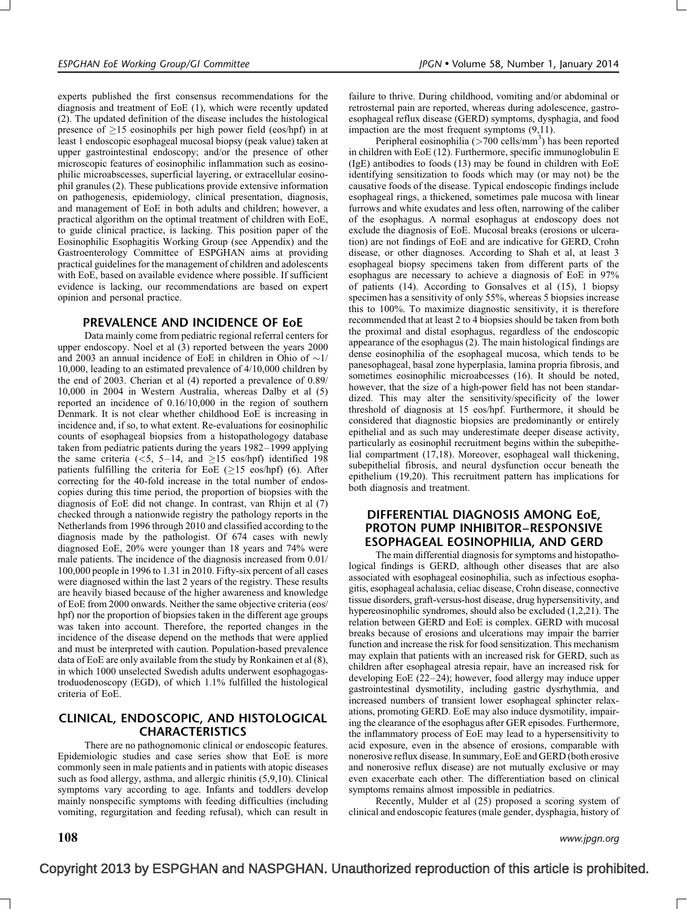experts published the first consensus recommendations for the diagnosis and treatment of EoE (1), which were recently updated (2). The updated definition of the disease includes the histological presence of ≥15 eosinophils per high power field (eos/hpf) in at least 1 endoscopic esophageal mucosal biopsy (peak value) taken at upper gastrointestinal endoscopy; and/or the presence of other microscopic features of eosinophilic inflammation such as eosinophilic microabscesses, superficial layering, or extracellular eosinophil granules (2). These publications provide extensive information on pathogenesis, epidemiology, clinical presentation, diagnosis, and management of EoE in both adults and children; however, a practical algorithm on the optimal treatment of children with EoE, to guide clinical practice, is lacking. This position paper of the Eosinophilic Esophagitis Working Group (see Appendix) and the Gastroenterology Committee of ESPGHAN aims at providing practical guidelines for the management of children and adolescents with EoE, based on available evidence where possible. If sufficient evidence is lacking, our recommendations are based on expert opinion and personal practice.

## PREVALENCE AND INCIDENCE OF EoE

Data mainly come from pediatric regional referral centers for upper endoscopy. Noel et al (3) reported between the years 2000 and 2003 an annual incidence of EoE in children in Ohio of ∼1/10,000, leading to an estimated prevalence of 4/10,000 children by the end of 2003. Cherian et al (4) reported a prevalence of 0.89/10,000 in 2004 in Western Australia, whereas Dalby et al (5) reported an incidence of 0.16/10,000 in the region of southern Denmark. It is not clear whether childhood EoE is increasing in incidence and, if so, to what extent. Re-evaluations for eosinophilic counts of esophageal biopsies from a histopathologogy database taken from pediatric patients during the years 1982–1999 applying the same criteria (<5, 5–14, and ≥15 eos/hpf) identified 198 patients fulfilling the criteria for EoE (≥15 eos/hpf) (6). After correcting for the 40-fold increase in the total number of endoscopies during this time period, the proportion of biopsies with the diagnosis of EoE did not change. In contrast, van Rhijn et al (7) checked through a nationwide registry the pathology reports in the Netherlands from 1996 through 2010 and classified according to the diagnosis made by the pathologist. Of 674 cases with newly diagnosed EoE, 20% were younger than 18 years and 74% were male patients. The incidence of the diagnosis increased from 0.01/100,000 people in 1996 to 1.31 in 2010. Fifty-six percent of all cases were diagnosed within the last 2 years of the registry. These results are heavily biased because of the higher awareness and knowledge of EoE from 2000 onwards. Neither the same objective criteria (eos/hpf) nor the proportion of biopsies taken in the different age groups was taken into account. Therefore, the reported changes in the incidence of the disease depend on the methods that were applied and must be interpreted with caution. Population-based prevalence data of EoE are only available from the study by Ronkainen et al (8), in which 1000 unselected Swedish adults underwent esophagogastroduodenoscopy (EGD), of which 1.1% fulfilled the histological criteria of EoE.

## CLINICAL, ENDOSCOPIC, AND HISTOLOGICAL CHARACTERISTICS

There are no pathognomonic clinical or endoscopic features. Epidemiologic studies and case series show that EoE is more commonly seen in male patients and in patients with atopic diseases such as food allergy, asthma, and allergic rhinitis (5,9,10). Clinical symptoms vary according to age. Infants and toddlers develop mainly nonspecific symptoms with feeding difficulties (including vomiting, regurgitation and feeding refusal), which can result in failure to thrive. During childhood, vomiting and/or abdominal or retrosternal pain are reported, whereas during adolescence, gastroesophageal reflux disease (GERD) symptoms, dysphagia, and food impaction are the most frequent symptoms (9,11).

Peripheral eosinophilia (>700 cells/mm$^3$) has been reported in children with EoE (12). Furthermore, specific immunoglobulin E (IgE) antibodies to foods (13) may be found in children with EoE identifying sensitization to foods which may (or may not) be the causative foods of the disease. Typical endoscopic findings include esophageal rings, a thickened, sometimes pale mucosa with linear furrows and white exudates and less often, narrowing of the caliber of the esophagus. A normal esophagus at endoscopy does not exclude the diagnosis of EoE. Mucosal breaks (erosions or ulceration) are not findings of EoE and are indicative for GERD, Crohn disease, or other diagnoses. According to Shah et al, at least 3 esophageal biopsy specimens taken from different parts of the esophagus are necessary to achieve a diagnosis of EoE in 97% of patients (14). According to Gonsalves et al (15), 1 biopsy specimen has a sensitivity of only 55%, whereas 5 biopsies increase this to 100%. To maximize diagnostic sensitivity, it is therefore recommended that at least 2 to 4 biopsies should be taken from both the proximal and distal esophagus, regardless of the endoscopic appearance of the esophagus (2). The main histological findings are dense eosinophilia of the esophageal mucosa, which tends to be panesophageal, basal zone hyperplasia, lamina propria fibrosis, and sometimes eosinophilic microabcesses (16). It should be noted, however, that the size of a high-power field has not been standardized. This may alter the sensitivity/specificity of the lower threshold of diagnosis at 15 eos/hpf. Furthermore, it should be considered that diagnostic biopsies are predominantly or entirely epithelial and as such may underestimate deeper disease activity, particularly as eosinophil recruitment begins within the subepithelial compartment (17,18). Moreover, esophageal wall thickening, subepithelial fibrosis, and neural dysfunction occur beneath the epithelium (19,20). This recruitment pattern has implications for both diagnosis and treatment.

## DIFFERENTIAL DIAGNOSIS AMONG EoE, PROTON PUMP INHIBITOR–RESPONSIVE ESOPHAGEAL EOSINOPHILIA, AND GERD

The main differential diagnosis for symptoms and histopathological findings is GERD, although other diseases that are also associated with esophageal eosinophilia, such as infectious esophagitis, esophageal achalasia, celiac disease, Crohn disease, connective tissue disorders, graft-versus-host disease, drug hypersensitivity, and hypereosinophilic syndromes, should also be excluded (1,2,21). The relation between GERD and EoE is complex. GERD with mucosal breaks because of erosions and ulcerations may impair the barrier function and increase the risk for food sensitization. This mechanism may explain that patients with an increased risk for GERD, such as children after esophageal atresia repair, have an increased risk for developing EoE (22–24); however, food allergy may induce upper gastrointestinal dysmotility, including gastric dysrhythmia, and increased numbers of transient lower esophageal sphincter relaxations, promoting GERD. EoE may also induce dysmotility, impairing the clearance of the esophagus after GER episodes. Furthermore, the inflammatory process of EoE may lead to a hypersensitivity to acid exposure, even in the absence of erosions, comparable with nonerosive reflux disease. In summary, EoE and GERD (both erosive and nonerosive reflux disease) are not mutually exclusive or may even exacerbate each other. The differentiation based on clinical symptoms remains almost impossible in pediatrics.

Recently, Mulder et al (25) proposed a scoring system of clinical and endoscopic features (male gender, dysphagia, history of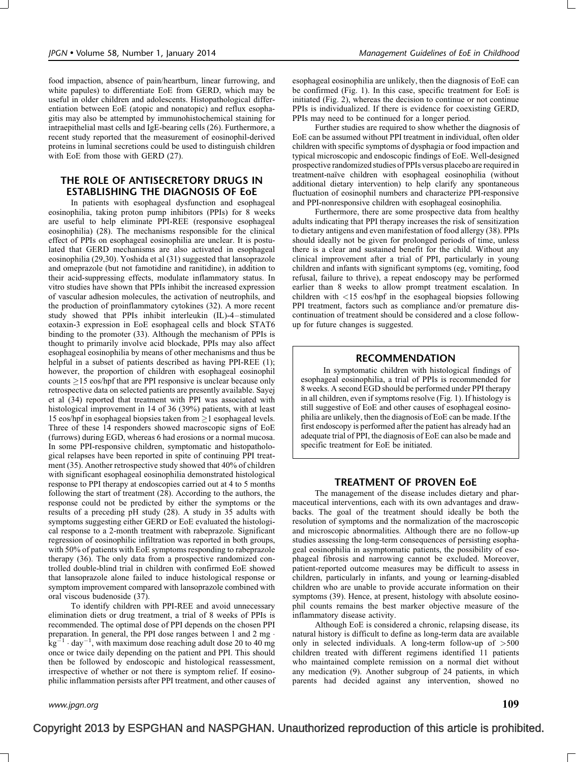food impaction, absence of pain/heartburn, linear furrowing, and white papules) to differentiate EoE from GERD, which may be useful in older children and adolescents. Histopathological differentiation between EoE (atopic and nonatopic) and reflux esophagitis may also be attempted by immunohistochemical staining for intraepithelial mast cells and IgE-bearing cells (26). Furthermore, a recent study reported that the measurement of eosinophil-derived proteins in luminal secretions could be used to distinguish children with EoE from those with GERD (27).

## THE ROLE OF ANTISECRETORY DRUGS IN ESTABLISHING THE DIAGNOSIS OF EoE

In patients with esophageal dysfunction and esophageal eosinophilia, taking proton pump inhibitors (PPIs) for 8 weeks are useful to help eliminate PPI-REE (responsive esophageal eosinophilia) (28). The mechanisms responsible for the clinical effect of PPIs on esophageal eosinophilia are unclear. It is postulated that GERD mechanisms are also activated in esophageal eosinophilia (29,30). Yoshida et al (31) suggested that lansoprazole and omeprazole (but not famotidine and ranitidine), in addition to their acid-suppressing effects, modulate inflammatory status. In vitro studies have shown that PPIs inhibit the increased expression of vascular adhesion molecules, the activation of neutrophils, and the production of proinflammatory cytokines (32). A more recent study showed that PPIs inhibit interleukin (IL)-4–stimulated eotaxin-3 expression in EoE esophageal cells and block STAT6 binding to the promoter (33). Although the mechanism of PPIs is thought to primarily involve acid blockade, PPIs may also affect esophageal eosinophilia by means of other mechanisms and thus be helpful in a subset of patients described as having PPI-REE (1); however, the proportion of children with esophageal eosinophil counts $\geq$15 eos/hpf that are PPI responsive is unclear because only retrospective data on selected patients are presently available. Sayej et al (34) reported that treatment with PPI was associated with histological improvement in 14 of 36 (39%) patients, with at least 15 eos/hpf in esophageal biopsies taken from $\geq$1 esophageal levels. Three of these 14 responders showed macroscopic signs of EoE (furrows) during EGD, whereas 6 had erosions or a normal mucosa. In some PPI-responsive children, symptomatic and histopathological relapses have been reported in spite of continuing PPI treatment (35). Another retrospective study showed that 40% of children with significant esophageal eosinophilia demonstrated histological response to PPI therapy at endoscopies carried out at 4 to 5 months following the start of treatment (28). According to the authors, the response could not be predicted by either the symptoms or the results of a preceding pH study (28). A study in 35 adults with symptoms suggesting either GERD or EoE evaluated the histological response to a 2-month treatment with rabeprazole. Significant regression of eosinophilic infiltration was reported in both groups, with 50% of patients with EoE symptoms responding to rabeprazole therapy (36). The only data from a prospective randomized controlled double-blind trial in children with confirmed EoE showed that lansoprazole alone failed to induce histological response or symptom improvement compared with lansoprazole combined with oral viscous budenoside (37).

To identify children with PPI-REE and avoid unnecessary elimination diets or drug treatment, a trial of 8 weeks of PPIs is recommended. The optimal dose of PPI depends on the chosen PPI preparation. In general, the PPI dose ranges between 1 and 2 mg $\cdot$ kg$^{-1}$ $\cdot$ day$^{-1}$, with maximum dose reaching adult dose 20 to 40 mg once or twice daily depending on the patient and PPI. This should then be followed by endoscopic and histological reassessment, irrespective of whether or not there is symptom relief. If eosinophilic inflammation persists after PPI treatment, and other causes of esophageal eosinophilia are unlikely, then the diagnosis of EoE can be confirmed (Fig. 1). In this case, specific treatment for EoE is initiated (Fig. 2), whereas the decision to continue or not continue PPIs is individualized. If there is evidence for coexisting GERD, PPIs may need to be continued for a longer period.

Further studies are required to show whether the diagnosis of EoE can be assumed without PPI treatment in individual, often older children with specific symptoms of dysphagia or food impaction and typical microscopic and endoscopic findings of EoE. Well-designed prospective randomized studies of PPIs versus placebo are required in treatment-naïve children with esophageal eosinophilia (without additional dietary intervention) to help clarify any spontaneous fluctuation of eosinophil numbers and characterize PPI-responsive and PPI-nonresponsive children with esophageal eosinophilia.

Furthermore, there are some prospective data from healthy adults indicating that PPI therapy increases the risk of sensitization to dietary antigens and even manifestation of food allergy (38). PPIs should ideally not be given for prolonged periods of time, unless there is a clear and sustained benefit for the child. Without any clinical improvement after a trial of PPI, particularly in young children and infants with significant symptoms (eg, vomiting, food refusal, failure to thrive), a repeat endoscopy may be performed earlier than 8 weeks to allow prompt treatment escalation. In children with <15 eos/hpf in the esophageal biopsies following PPI treatment, factors such as compliance and/or premature discontinuation of treatment should be considered and a close follow-up for future changes is suggested.

### RECOMMENDATION

In symptomatic children with histological findings of esophageal eosinophilia, a trial of PPIs is recommended for 8 weeks. A second EGD should be performed under PPI therapy in all children, even if symptoms resolve (Fig. 1). If histology is still suggestive of EoE and other causes of esophageal eosinophilia are unlikely, then the diagnosis of EoE can be made. If the first endoscopy is performed after the patient has already had an adequate trial of PPI, the diagnosis of EoE can also be made and specific treatment for EoE be initiated.

## TREATMENT OF PROVEN EoE

The management of the disease includes dietary and pharmaceutical interventions, each with its own advantages and drawbacks. The goal of the treatment should ideally be both the resolution of symptoms and the normalization of the macroscopic and microscopic abnormalities. Although there are no follow-up studies assessing the long-term consequences of persisting esophageal eosinophilia in asymptomatic patients, the possibility of esophageal fibrosis and narrowing cannot be excluded. Moreover, patient-reported outcome measures may be difficult to assess in children, particularly in infants, and young or learning-disabled children who are unable to provide accurate information on their symptoms (39). Hence, at present, histology with absolute eosinophil counts remains the best marker objective measure of the inflammatory disease activity.

Although EoE is considered a chronic, relapsing disease, its natural history is difficult to define as long-term data are available only in selected individuals. A long-term follow-up of >500 children treated with different regimens identified 11 patients who maintained complete remission on a normal diet without any medication (9). Another subgroup of 24 patients, in which parents had decided against any intervention, showed no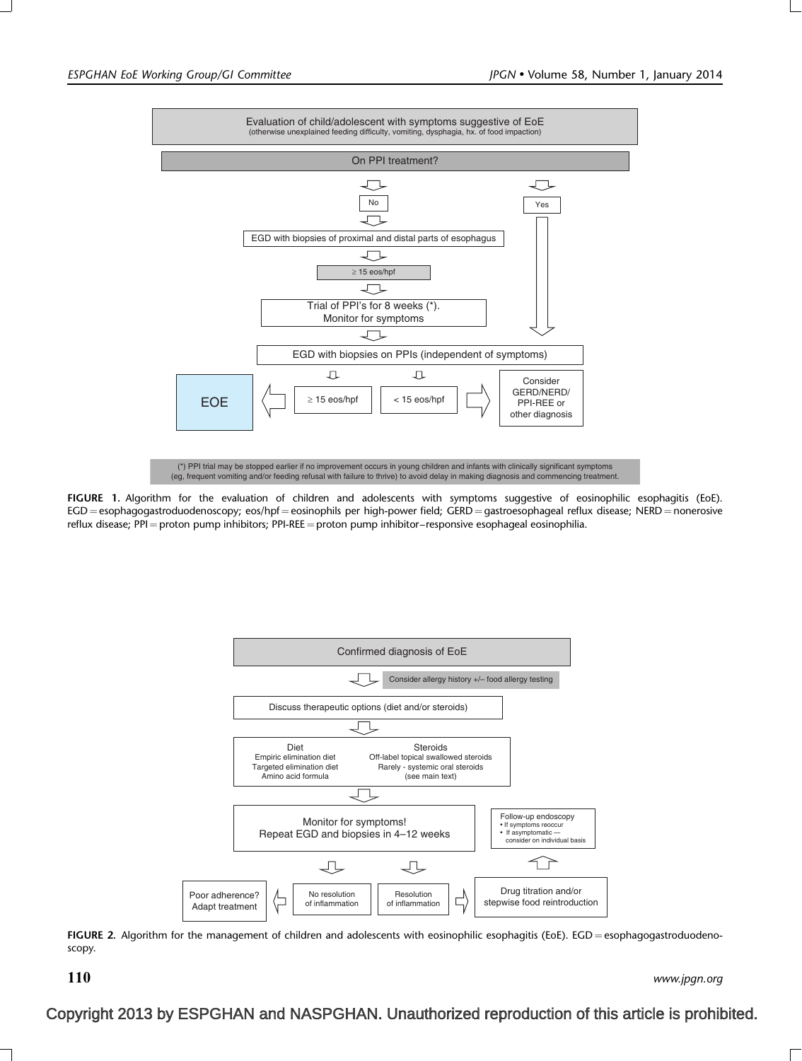Evaluation of child/adolescent with symptoms suggestive of EoE
(otherwise unexplained feeding difficulty, vomiting, dysphagia, hx. of food impaction)

On PPI treatment?

- No → EGD with biopsies of proximal and distal parts of esophagus → ≥ 15 eos/hpf → Trial of PPI's for 8 weeks (*). Monitor for symptoms → EGD with biopsies on PPIs (independent of symptoms)
- Yes → EGD with biopsies on PPIs (independent of symptoms)

EGD with biopsies on PPIs (independent of symptoms):

- ≥ 15 eos/hpf → EOE
- < 15 eos/hpf → Consider GERD/NERD/ PPI-REE or other diagnosis

(*) PPI trial may be stopped earlier if no improvement occurs in young children and infants with clinically significant symptoms (eg, frequent vomiting and/or feeding refusal with failure to thrive) to avoid delay in making diagnosis and commencing treatment.

**FIGURE 1.** Algorithm for the evaluation of children and adolescents with symptoms suggestive of eosinophilic esophagitis (EoE). EGD = esophagogastroduodenoscopy; eos/hpf = eosinophils per high-power field; GERD = gastroesophageal reflux disease; NERD = nonerosive reflux disease; PPI = proton pump inhibitors; PPI-REE = proton pump inhibitor–responsive esophageal eosinophilia.

Confirmed diagnosis of EoE

→ Consider allergy history +/– food allergy testing

Discuss therapeutic options (diet and/or steroids)

| Diet | Steroids |
| --- | --- |
| Empiric elimination diet | Off-label topical swallowed steroids |
| Targeted elimination diet | Rarely - systemic oral steroids |
| Amino acid formula | (see main text) |

Monitor for symptoms! Repeat EGD and biopsies in 4–12 weeks

- No resolution of inflammation → Poor adherence? Adapt treatment
- Resolution of inflammation → Drug titration and/or stepwise food reintroduction → Follow-up endoscopy
  - If symptoms reoccur
  - If asymptomatic — consider on individual basis

**FIGURE 2.** Algorithm for the management of children and adolescents with eosinophilic esophagitis (EoE). EGD = esophagogastroduodenoscopy.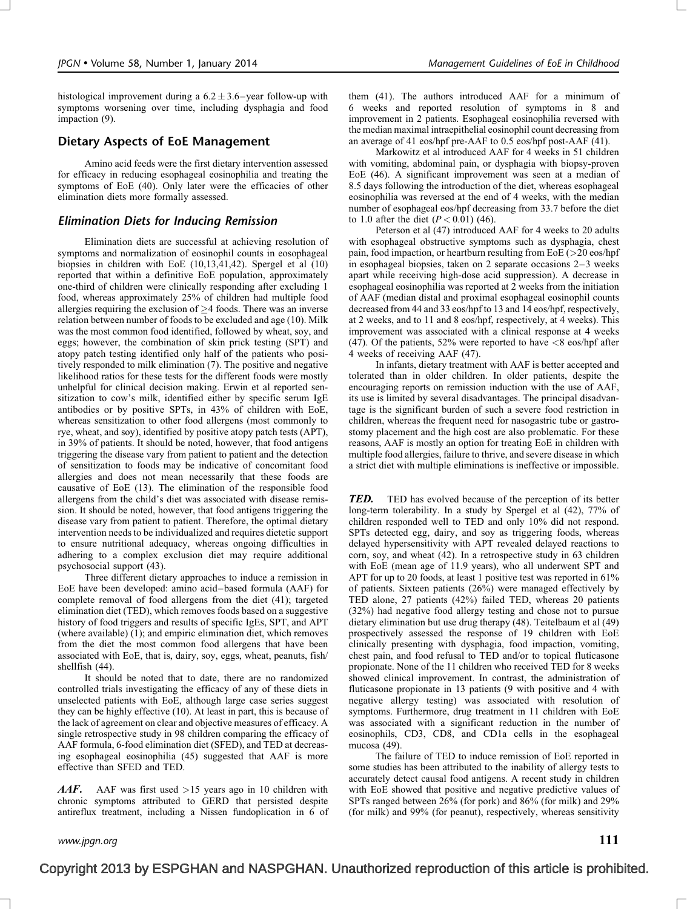histological improvement during a $6.2 \pm 3.6$–year follow-up with symptoms worsening over time, including dysphagia and food impaction (9).

## Dietary Aspects of EoE Management

Amino acid feeds were the first dietary intervention assessed for efficacy in reducing esophageal eosinophilia and treating the symptoms of EoE (40). Only later were the efficacies of other elimination diets more formally assessed.

### *Elimination Diets for Inducing Remission*

Elimination diets are successful at achieving resolution of symptoms and normalization of eosinophil counts in eosophageal biopsies in children with EoE (10,13,41,42). Spergel et al (10) reported that within a definitive EoE population, approximately one-third of children were clinically responding after excluding 1 food, whereas approximately 25% of children had multiple food allergies requiring the exclusion of $\geq$4 foods. There was an inverse relation between number of foods to be excluded and age (10). Milk was the most common food identified, followed by wheat, soy, and eggs; however, the combination of skin prick testing (SPT) and atopy patch testing identified only half of the patients who positively responded to milk elimination (7). The positive and negative likelihood ratios for these tests for the different foods were mostly unhelpful for clinical decision making. Erwin et al reported sensitization to cow's milk, identified either by specific serum IgE antibodies or by positive SPTs, in 43% of children with EoE, whereas sensitization to other food allergens (most commonly to rye, wheat, and soy), identified by positive atopy patch tests (APT), in 39% of patients. It should be noted, however, that food antigens triggering the disease vary from patient to patient and the detection of sensitization to foods may be indicative of concomitant food allergies and does not mean necessarily that these foods are causative of EoE (13). The elimination of the responsible food allergens from the child's diet was associated with disease remission. It should be noted, however, that food antigens triggering the disease vary from patient to patient. Therefore, the optimal dietary intervention needs to be individualized and requires dietetic support to ensure nutritional adequacy, whereas ongoing difficulties in adhering to a complex exclusion diet may require additional psychosocial support (43).

Three different dietary approaches to induce a remission in EoE have been developed: amino acid–based formula (AAF) for complete removal of food allergens from the diet (41); targeted elimination diet (TED), which removes foods based on a suggestive history of food triggers and results of specific IgEs, SPT, and APT (where available) (1); and empiric elimination diet, which removes from the diet the most common food allergens that have been associated with EoE, that is, dairy, soy, eggs, wheat, peanuts, fish/shellfish (44).

It should be noted that to date, there are no randomized controlled trials investigating the efficacy of any of these diets in unselected patients with EoE, although large case series suggest they can be highly effective (10). At least in part, this is because of the lack of agreement on clear and objective measures of efficacy. A single retrospective study in 98 children comparing the efficacy of AAF formula, 6-food elimination diet (SFED), and TED at decreasing esophageal eosinophilia (45) suggested that AAF is more effective than SFED and TED.

***AAF.*** AAF was first used >15 years ago in 10 children with chronic symptoms attributed to GERD that persisted despite antireflux treatment, including a Nissen fundoplication in 6 of them (41). The authors introduced AAF for a minimum of 6 weeks and reported resolution of symptoms in 8 and improvement in 2 patients. Esophageal eosinophilia reversed with the median maximal intraepithelial eosinophil count decreasing from an average of 41 eos/hpf pre-AAF to 0.5 eos/hpf post-AAF (41).

Markowitz et al introduced AAF for 4 weeks in 51 children with vomiting, abdominal pain, or dysphagia with biopsy-proven EoE (46). A significant improvement was seen at a median of 8.5 days following the introduction of the diet, whereas esophageal eosinophilia was reversed at the end of 4 weeks, with the median number of esophageal eos/hpf decreasing from 33.7 before the diet to 1.0 after the diet ($P < 0.01$) (46).

Peterson et al (47) introduced AAF for 4 weeks to 20 adults with esophageal obstructive symptoms such as dysphagia, chest pain, food impaction, or heartburn resulting from EoE (>20 eos/hpf in esophageal biopsies, taken on 2 separate occasions 2–3 weeks apart while receiving high-dose acid suppression). A decrease in esophageal eosinophilia was reported at 2 weeks from the initiation of AAF (median distal and proximal esophageal eosinophil counts decreased from 44 and 33 eos/hpf to 13 and 14 eos/hpf, respectively, at 2 weeks, and to 11 and 8 eos/hpf, respectively, at 4 weeks). This improvement was associated with a clinical response at 4 weeks (47). Of the patients, 52% were reported to have <8 eos/hpf after 4 weeks of receiving AAF (47).

In infants, dietary treatment with AAF is better accepted and tolerated than in older children. In older patients, despite the encouraging reports on remission induction with the use of AAF, its use is limited by several disadvantages. The principal disadvantage is the significant burden of such a severe food restriction in children, whereas the frequent need for nasogastric tube or gastrostomy placement and the high cost are also problematic. For these reasons, AAF is mostly an option for treating EoE in children with multiple food allergies, failure to thrive, and severe disease in which a strict diet with multiple eliminations is ineffective or impossible.

***TED.*** TED has evolved because of the perception of its better long-term tolerability. In a study by Spergel et al (42), 77% of children responded well to TED and only 10% did not respond. SPTs detected egg, dairy, and soy as triggering foods, whereas delayed hypersensitivity with APT revealed delayed reactions to corn, soy, and wheat (42). In a retrospective study in 63 children with EoE (mean age of 11.9 years), who all underwent SPT and APT for up to 20 foods, at least 1 positive test was reported in 61% of patients. Sixteen patients (26%) were managed effectively by TED alone, 27 patients (42%) failed TED, whereas 20 patients (32%) had negative food allergy testing and chose not to pursue dietary elimination but use drug therapy (48). Teitelbaum et al (49) prospectively assessed the response of 19 children with EoE clinically presenting with dysphagia, food impaction, vomiting, chest pain, and food refusal to TED and/or to topical fluticasone propionate. None of the 11 children who received TED for 8 weeks showed clinical improvement. In contrast, the administration of fluticasone propionate in 13 patients (9 with positive and 4 with negative allergy testing) was associated with resolution of symptoms. Furthermore, drug treatment in 11 children with EoE was associated with a significant reduction in the number of eosinophils, CD3, CD8, and CD1a cells in the esophageal mucosa (49).

The failure of TED to induce remission of EoE reported in some studies has been attributed to the inability of allergy tests to accurately detect causal food antigens. A recent study in children with EoE showed that positive and negative predictive values of SPTs ranged between 26% (for pork) and 86% (for milk) and 29% (for milk) and 99% (for peanut), respectively, whereas sensitivity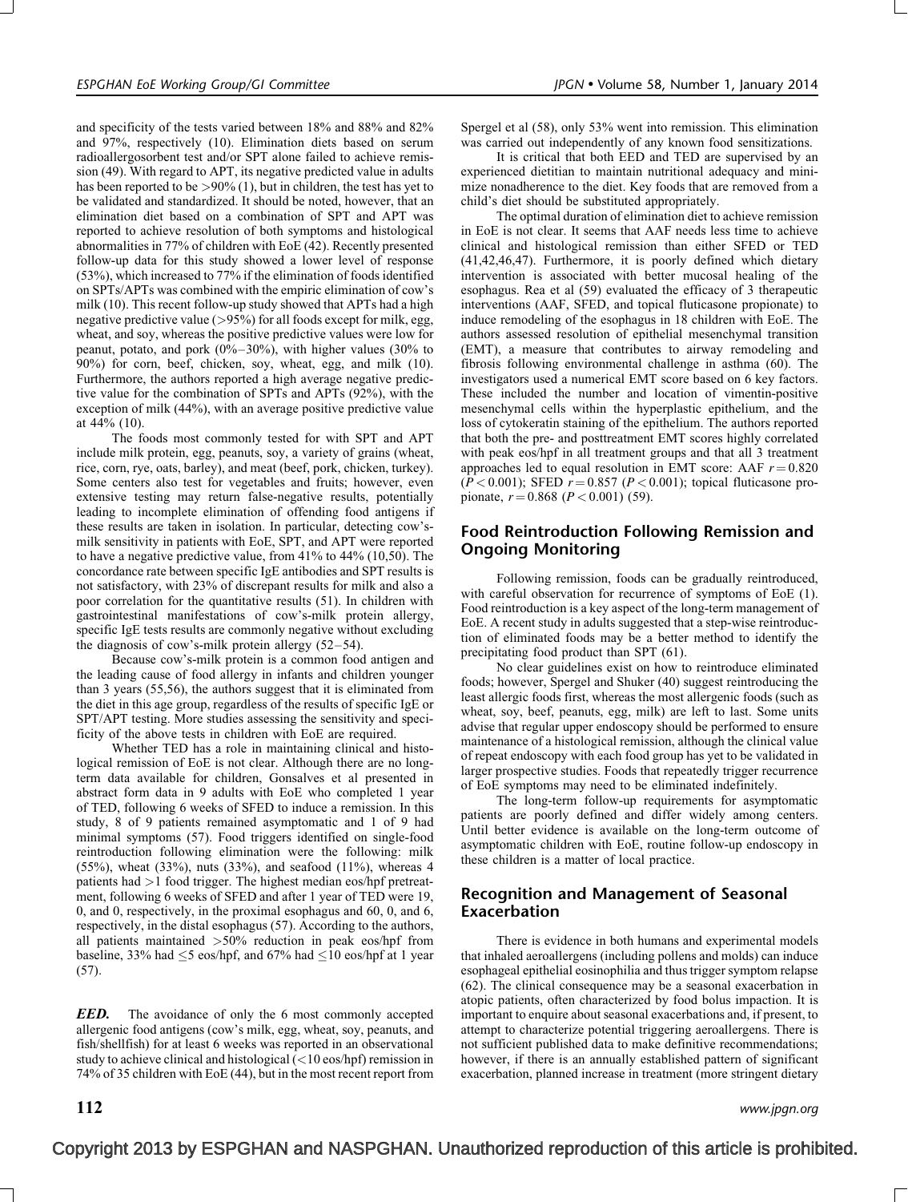and specificity of the tests varied between 18% and 88% and 82% and 97%, respectively (10). Elimination diets based on serum radioallergosorbent test and/or SPT alone failed to achieve remission (49). With regard to APT, its negative predicted value in adults has been reported to be >90% (1), but in children, the test has yet to be validated and standardized. It should be noted, however, that an elimination diet based on a combination of SPT and APT was reported to achieve resolution of both symptoms and histological abnormalities in 77% of children with EoE (42). Recently presented follow-up data for this study showed a lower level of response (53%), which increased to 77% if the elimination of foods identified on SPTs/APTs was combined with the empiric elimination of cow's milk (10). This recent follow-up study showed that APTs had a high negative predictive value (>95%) for all foods except for milk, egg, wheat, and soy, whereas the positive predictive values were low for peanut, potato, and pork (0%–30%), with higher values (30% to 90%) for corn, beef, chicken, soy, wheat, egg, and milk (10). Furthermore, the authors reported a high average negative predictive value for the combination of SPTs and APTs (92%), with the exception of milk (44%), with an average positive predictive value at 44% (10).

The foods most commonly tested for with SPT and APT include milk protein, egg, peanuts, soy, a variety of grains (wheat, rice, corn, rye, oats, barley), and meat (beef, pork, chicken, turkey). Some centers also test for vegetables and fruits; however, even extensive testing may return false-negative results, potentially leading to incomplete elimination of offending food antigens if these results are taken in isolation. In particular, detecting cow's-milk sensitivity in patients with EoE, SPT, and APT were reported to have a negative predictive value, from 41% to 44% (10,50). The concordance rate between specific IgE antibodies and SPT results is not satisfactory, with 23% of discrepant results for milk and also a poor correlation for the quantitative results (51). In children with gastrointestinal manifestations of cow's-milk protein allergy, specific IgE tests results are commonly negative without excluding the diagnosis of cow's-milk protein allergy (52–54).

Because cow's-milk protein is a common food antigen and the leading cause of food allergy in infants and children younger than 3 years (55,56), the authors suggest that it is eliminated from the diet in this age group, regardless of the results of specific IgE or SPT/APT testing. More studies assessing the sensitivity and specificity of the above tests in children with EoE are required.

Whether TED has a role in maintaining clinical and histological remission of EoE is not clear. Although there are no long-term data available for children, Gonsalves et al presented in abstract form data in 9 adults with EoE who completed 1 year of TED, following 6 weeks of SFED to induce a remission. In this study, 8 of 9 patients remained asymptomatic and 1 of 9 had minimal symptoms (57). Food triggers identified on single-food reintroduction following elimination were the following: milk (55%), wheat (33%), nuts (33%), and seafood (11%), whereas 4 patients had >1 food trigger. The highest median eos/hpf pretreatment, following 6 weeks of SFED and after 1 year of TED were 19, 0, and 0, respectively, in the proximal esophagus and 60, 0, and 6, respectively, in the distal esophagus (57). According to the authors, all patients maintained >50% reduction in peak eos/hpf from baseline, 33% had ≤5 eos/hpf, and 67% had ≤10 eos/hpf at 1 year (57).

***EED.*** The avoidance of only the 6 most commonly accepted allergenic food antigens (cow's milk, egg, wheat, soy, peanuts, and fish/shellfish) for at least 6 weeks was reported in an observational study to achieve clinical and histological (<10 eos/hpf) remission in 74% of 35 children with EoE (44), but in the most recent report from Spergel et al (58), only 53% went into remission. This elimination was carried out independently of any known food sensitizations.

It is critical that both EED and TED are supervised by an experienced dietitian to maintain nutritional adequacy and minimize nonadherence to the diet. Key foods that are removed from a child's diet should be substituted appropriately.

The optimal duration of elimination diet to achieve remission in EoE is not clear. It seems that AAF needs less time to achieve clinical and histological remission than either SFED or TED (41,42,46,47). Furthermore, it is poorly defined which dietary intervention is associated with better mucosal healing of the esophagus. Rea et al (59) evaluated the efficacy of 3 therapeutic interventions (AAF, SFED, and topical fluticasone propionate) to induce remodeling of the esophagus in 18 children with EoE. The authors assessed resolution of epithelial mesenchymal transition (EMT), a measure that contributes to airway remodeling and fibrosis following environmental challenge in asthma (60). The investigators used a numerical EMT score based on 6 key factors. These included the number and location of vimentin-positive mesenchymal cells within the hyperplastic epithelium, and the loss of cytokeratin staining of the epithelium. The authors reported that both the pre- and posttreatment EMT scores highly correlated with peak eos/hpf in all treatment groups and that all 3 treatment approaches led to equal resolution in EMT score: AAF $r = 0.820$ ($P < 0.001$); SFED $r = 0.857$ ($P < 0.001$); topical fluticasone propionate, $r = 0.868$ ($P < 0.001$) (59).

## Food Reintroduction Following Remission and Ongoing Monitoring

Following remission, foods can be gradually reintroduced, with careful observation for recurrence of symptoms of EoE (1). Food reintroduction is a key aspect of the long-term management of EoE. A recent study in adults suggested that a step-wise reintroduction of eliminated foods may be a better method to identify the precipitating food product than SPT (61).

No clear guidelines exist on how to reintroduce eliminated foods; however, Spergel and Shuker (40) suggest reintroducing the least allergic foods first, whereas the most allergenic foods (such as wheat, soy, beef, peanuts, egg, milk) are left to last. Some units advise that regular upper endoscopy should be performed to ensure maintenance of a histological remission, although the clinical value of repeat endoscopy with each food group has yet to be validated in larger prospective studies. Foods that repeatedly trigger recurrence of EoE symptoms may need to be eliminated indefinitely.

The long-term follow-up requirements for asymptomatic patients are poorly defined and differ widely among centers. Until better evidence is available on the long-term outcome of asymptomatic children with EoE, routine follow-up endoscopy in these children is a matter of local practice.

## Recognition and Management of Seasonal Exacerbation

There is evidence in both humans and experimental models that inhaled aeroallergens (including pollens and molds) can induce esophageal epithelial eosinophilia and thus trigger symptom relapse (62). The clinical consequence may be a seasonal exacerbation in atopic patients, often characterized by food bolus impaction. It is important to enquire about seasonal exacerbations and, if present, to attempt to characterize potential triggering aeroallergens. There is not sufficient published data to make definitive recommendations; however, if there is an annually established pattern of significant exacerbation, planned increase in treatment (more stringent dietary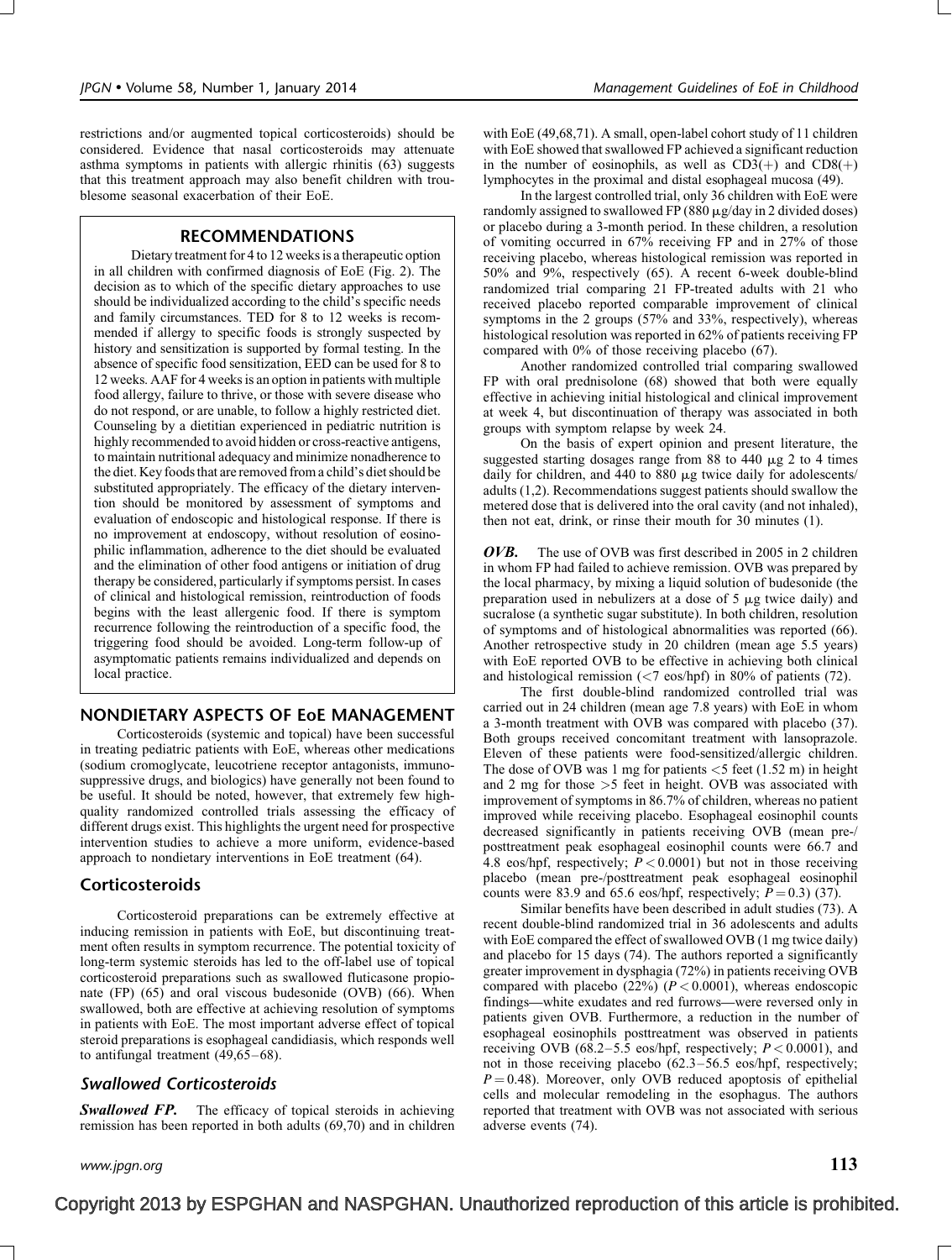restrictions and/or augmented topical corticosteroids) should be considered. Evidence that nasal corticosteroids may attenuate asthma symptoms in patients with allergic rhinitis (63) suggests that this treatment approach may also benefit children with troublesome seasonal exacerbation of their EoE.

### RECOMMENDATIONS

Dietary treatment for 4 to 12 weeks is a therapeutic option in all children with confirmed diagnosis of EoE (Fig. 2). The decision as to which of the specific dietary approaches to use should be individualized according to the child's specific needs and family circumstances. TED for 8 to 12 weeks is recommended if allergy to specific foods is strongly suspected by history and sensitization is supported by formal testing. In the absence of specific food sensitization, EED can be used for 8 to 12 weeks. AAF for 4 weeks is an option in patients with multiple food allergy, failure to thrive, or those with severe disease who do not respond, or are unable, to follow a highly restricted diet. Counseling by a dietitian experienced in pediatric nutrition is highly recommended to avoid hidden or cross-reactive antigens, to maintain nutritional adequacy and minimize nonadherence to the diet. Key foods that are removed from a child's diet should be substituted appropriately. The efficacy of the dietary intervention should be monitored by assessment of symptoms and evaluation of endoscopic and histological response. If there is no improvement at endoscopy, without resolution of eosinophilic inflammation, adherence to the diet should be evaluated and the elimination of other food antigens or initiation of drug therapy be considered, particularly if symptoms persist. In cases of clinical and histological remission, reintroduction of foods begins with the least allergenic food. If there is symptom recurrence following the reintroduction of a specific food, the triggering food should be avoided. Long-term follow-up of asymptomatic patients remains individualized and depends on local practice.

## NONDIETARY ASPECTS OF EoE MANAGEMENT

Corticosteroids (systemic and topical) have been successful in treating pediatric patients with EoE, whereas other medications (sodium cromoglycate, leucotriene receptor antagonists, immunosuppressive drugs, and biologics) have generally not been found to be useful. It should be noted, however, that extremely few high-quality randomized controlled trials assessing the efficacy of different drugs exist. This highlights the urgent need for prospective intervention studies to achieve a more uniform, evidence-based approach to nondietary interventions in EoE treatment (64).

### Corticosteroids

Corticosteroid preparations can be extremely effective at inducing remission in patients with EoE, but discontinuing treatment often results in symptom recurrence. The potential toxicity of long-term systemic steroids has led to the off-label use of topical corticosteroid preparations such as swallowed fluticasone propionate (FP) (65) and oral viscous budesonide (OVB) (66). When swallowed, both are effective at achieving resolution of symptoms in patients with EoE. The most important adverse effect of topical steroid preparations is esophageal candidiasis, which responds well to antifungal treatment (49,65–68).

#### *Swallowed Corticosteroids*

***Swallowed FP.*** The efficacy of topical steroids in achieving remission has been reported in both adults (69,70) and in children with EoE (49,68,71). A small, open-label cohort study of 11 children with EoE showed that swallowed FP achieved a significant reduction in the number of eosinophils, as well as CD3(+) and CD8(+) lymphocytes in the proximal and distal esophageal mucosa (49).

In the largest controlled trial, only 36 children with EoE were randomly assigned to swallowed FP (880 μg/day in 2 divided doses) or placebo during a 3-month period. In these children, a resolution of vomiting occurred in 67% receiving FP and in 27% of those receiving placebo, whereas histological remission was reported in 50% and 9%, respectively (65). A recent 6-week double-blind randomized trial comparing 21 FP-treated adults with 21 who received placebo reported comparable improvement of clinical symptoms in the 2 groups (57% and 33%, respectively), whereas histological resolution was reported in 62% of patients receiving FP compared with 0% of those receiving placebo (67).

Another randomized controlled trial comparing swallowed FP with oral prednisolone (68) showed that both were equally effective in achieving initial histological and clinical improvement at week 4, but discontinuation of therapy was associated in both groups with symptom relapse by week 24.

On the basis of expert opinion and present literature, the suggested starting dosages range from 88 to 440 μg 2 to 4 times daily for children, and 440 to 880 μg twice daily for adolescents/adults (1,2). Recommendations suggest patients should swallow the metered dose that is delivered into the oral cavity (and not inhaled), then not eat, drink, or rinse their mouth for 30 minutes (1).

***OVB.*** The use of OVB was first described in 2005 in 2 children in whom FP had failed to achieve remission. OVB was prepared by the local pharmacy, by mixing a liquid solution of budesonide (the preparation used in nebulizers at a dose of 5 μg twice daily) and sucralose (a synthetic sugar substitute). In both children, resolution of symptoms and of histological abnormalities was reported (66). Another retrospective study in 20 children (mean age 5.5 years) with EoE reported OVB to be effective in achieving both clinical and histological remission (<7 eos/hpf) in 80% of patients (72).

The first double-blind randomized controlled trial was carried out in 24 children (mean age 7.8 years) with EoE in whom a 3-month treatment with OVB was compared with placebo (37). Both groups received concomitant treatment with lansoprazole. Eleven of these patients were food-sensitized/allergic children. The dose of OVB was 1 mg for patients <5 feet (1.52 m) in height and 2 mg for those >5 feet in height. OVB was associated with improvement of symptoms in 86.7% of children, whereas no patient improved while receiving placebo. Esophageal eosinophil counts decreased significantly in patients receiving OVB (mean pre-/posttreatment peak esophageal eosinophil counts were 66.7 and 4.8 eos/hpf, respectively; $P < 0.0001$) but not in those receiving placebo (mean pre-/posttreatment peak esophageal eosinophil counts were 83.9 and 65.6 eos/hpf, respectively; $P = 0.3$) (37).

Similar benefits have been described in adult studies (73). A recent double-blind randomized trial in 36 adolescents and adults with EoE compared the effect of swallowed OVB (1 mg twice daily) and placebo for 15 days (74). The authors reported a significantly greater improvement in dysphagia (72%) in patients receiving OVB compared with placebo (22%) ($P < 0.0001$), whereas endoscopic findings—white exudates and red furrows—were reversed only in patients given OVB. Furthermore, a reduction in the number of esophageal eosinophils posttreatment was observed in patients receiving OVB (68.2–5.5 eos/hpf, respectively; $P < 0.0001$), and not in those receiving placebo (62.3–56.5 eos/hpf, respectively; $P = 0.48$). Moreover, only OVB reduced apoptosis of epithelial cells and molecular remodeling in the esophagus. The authors reported that treatment with OVB was not associated with serious adverse events (74).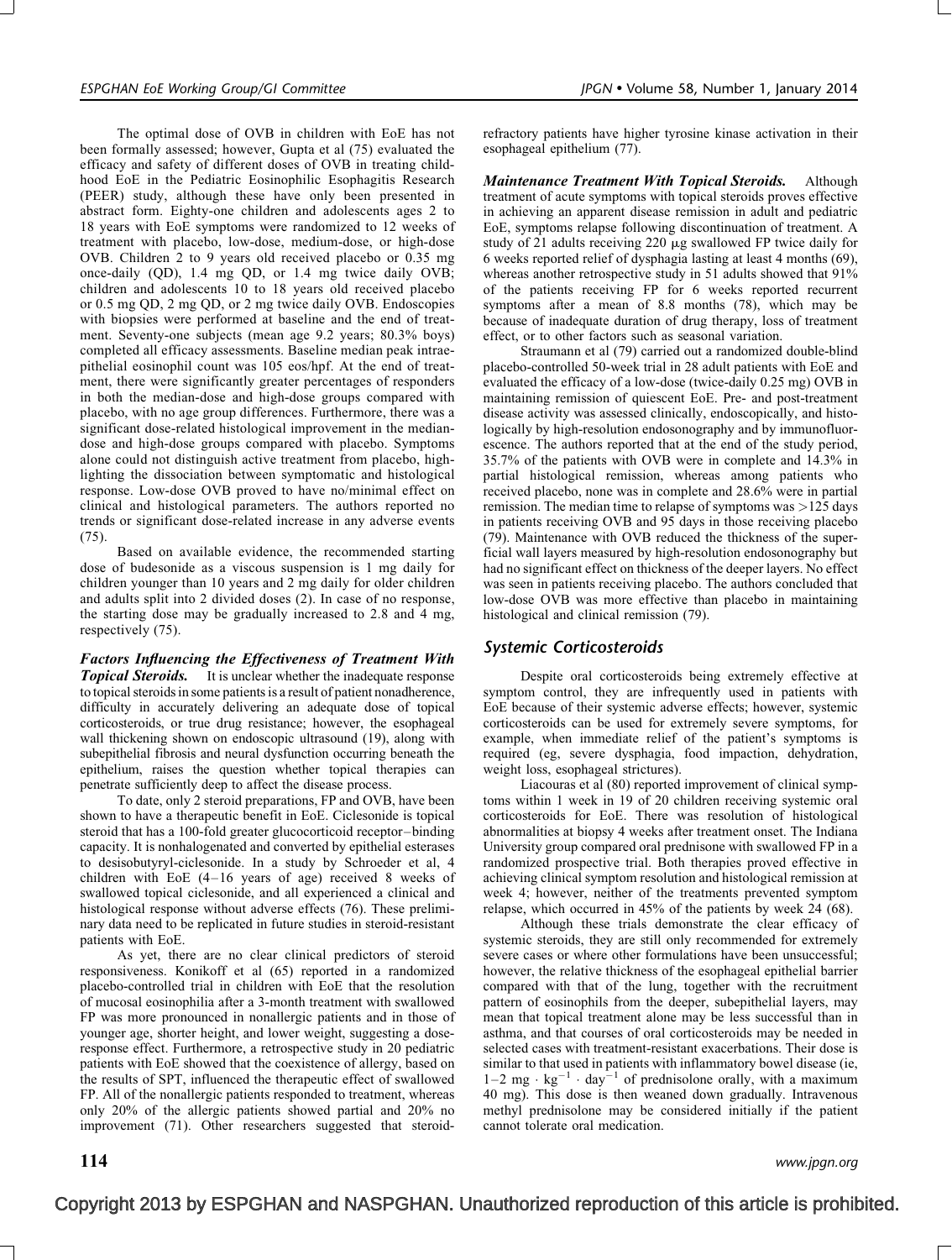The optimal dose of OVB in children with EoE has not been formally assessed; however, Gupta et al (75) evaluated the efficacy and safety of different doses of OVB in treating childhood EoE in the Pediatric Eosinophilic Esophagitis Research (PEER) study, although these have only been presented in abstract form. Eighty-one children and adolescents ages 2 to 18 years with EoE symptoms were randomized to 12 weeks of treatment with placebo, low-dose, medium-dose, or high-dose OVB. Children 2 to 9 years old received placebo or 0.35 mg once-daily (QD), 1.4 mg QD, or 1.4 mg twice daily OVB; children and adolescents 10 to 18 years old received placebo or 0.5 mg QD, 2 mg QD, or 2 mg twice daily OVB. Endoscopies with biopsies were performed at baseline and the end of treatment. Seventy-one subjects (mean age 9.2 years; 80.3% boys) completed all efficacy assessments. Baseline median peak intraepithelial eosinophil count was 105 eos/hpf. At the end of treatment, there were significantly greater percentages of responders in both the median-dose and high-dose groups compared with placebo, with no age group differences. Furthermore, there was a significant dose-related histological improvement in the median-dose and high-dose groups compared with placebo. Symptoms alone could not distinguish active treatment from placebo, highlighting the dissociation between symptomatic and histological response. Low-dose OVB proved to have no/minimal effect on clinical and histological parameters. The authors reported no trends or significant dose-related increase in any adverse events (75).

Based on available evidence, the recommended starting dose of budesonide as a viscous suspension is 1 mg daily for children younger than 10 years and 2 mg daily for older children and adults split into 2 divided doses (2). In case of no response, the starting dose may be gradually increased to 2.8 and 4 mg, respectively (75).

***Factors Influencing the Effectiveness of Treatment With Topical Steroids.*** It is unclear whether the inadequate response to topical steroids in some patients is a result of patient nonadherence, difficulty in accurately delivering an adequate dose of topical corticosteroids, or true drug resistance; however, the esophageal wall thickening shown on endoscopic ultrasound (19), along with subepithelial fibrosis and neural dysfunction occurring beneath the epithelium, raises the question whether topical therapies can penetrate sufficiently deep to affect the disease process.

To date, only 2 steroid preparations, FP and OVB, have been shown to have a therapeutic benefit in EoE. Ciclesonide is topical steroid that has a 100-fold greater glucocorticoid receptor–binding capacity. It is nonhalogenated and converted by epithelial esterases to desisobutyryl-ciclesonide. In a study by Schroeder et al, 4 children with EoE (4–16 years of age) received 8 weeks of swallowed topical ciclesonide, and all experienced a clinical and histological response without adverse effects (76). These preliminary data need to be replicated in future studies in steroid-resistant patients with EoE.

As yet, there are no clear clinical predictors of steroid responsiveness. Konikoff et al (65) reported in a randomized placebo-controlled trial in children with EoE that the resolution of mucosal eosinophilia after a 3-month treatment with swallowed FP was more pronounced in nonallergic patients and in those of younger age, shorter height, and lower weight, suggesting a dose-response effect. Furthermore, a retrospective study in 20 pediatric patients with EoE showed that the coexistence of allergy, based on the results of SPT, influenced the therapeutic effect of swallowed FP. All of the nonallergic patients responded to treatment, whereas only 20% of the allergic patients showed partial and 20% no improvement (71). Other researchers suggested that steroid-refractory patients have higher tyrosine kinase activation in their esophageal epithelium (77).

***Maintenance Treatment With Topical Steroids.*** Although treatment of acute symptoms with topical steroids proves effective in achieving an apparent disease remission in adult and pediatric EoE, symptoms relapse following discontinuation of treatment. A study of 21 adults receiving 220 μg swallowed FP twice daily for 6 weeks reported relief of dysphagia lasting at least 4 months (69), whereas another retrospective study in 51 adults showed that 91% of the patients receiving FP for 6 weeks reported recurrent symptoms after a mean of 8.8 months (78), which may be because of inadequate duration of drug therapy, loss of treatment effect, or to other factors such as seasonal variation.

Straumann et al (79) carried out a randomized double-blind placebo-controlled 50-week trial in 28 adult patients with EoE and evaluated the efficacy of a low-dose (twice-daily 0.25 mg) OVB in maintaining remission of quiescent EoE. Pre- and post-treatment disease activity was assessed clinically, endoscopically, and histologically by high-resolution endosonography and by immunofluorescence. The authors reported that at the end of the study period, 35.7% of the patients with OVB were in complete and 14.3% in partial histological remission, whereas among patients who received placebo, none was in complete and 28.6% were in partial remission. The median time to relapse of symptoms was >125 days in patients receiving OVB and 95 days in those receiving placebo (79). Maintenance with OVB reduced the thickness of the superficial wall layers measured by high-resolution endosonography but had no significant effect on thickness of the deeper layers. No effect was seen in patients receiving placebo. The authors concluded that low-dose OVB was more effective than placebo in maintaining histological and clinical remission (79).

## Systemic Corticosteroids

Despite oral corticosteroids being extremely effective at symptom control, they are infrequently used in patients with EoE because of their systemic adverse effects; however, systemic corticosteroids can be used for extremely severe symptoms, for example, when immediate relief of the patient's symptoms is required (eg, severe dysphagia, food impaction, dehydration, weight loss, esophageal strictures).

Liacouras et al (80) reported improvement of clinical symptoms within 1 week in 19 of 20 children receiving systemic oral corticosteroids for EoE. There was resolution of histological abnormalities at biopsy 4 weeks after treatment onset. The Indiana University group compared oral prednisone with swallowed FP in a randomized prospective trial. Both therapies proved effective in achieving clinical symptom resolution and histological remission at week 4; however, neither of the treatments prevented symptom relapse, which occurred in 45% of the patients by week 24 (68).

Although these trials demonstrate the clear efficacy of systemic steroids, they are still only recommended for extremely severe cases or where other formulations have been unsuccessful; however, the relative thickness of the esophageal epithelial barrier compared with that of the lung, together with the recruitment pattern of eosinophils from the deeper, subepithelial layers, may mean that topical treatment alone may be less successful than in asthma, and that courses of oral corticosteroids may be needed in selected cases with treatment-resistant exacerbations. Their dose is similar to that used in patients with inflammatory bowel disease (ie, $1–2\ mg \cdot kg^{-1} \cdot day^{-1}$ of prednisolone orally, with a maximum 40 mg). This dose is then weaned down gradually. Intravenous methyl prednisolone may be considered initially if the patient cannot tolerate oral medication.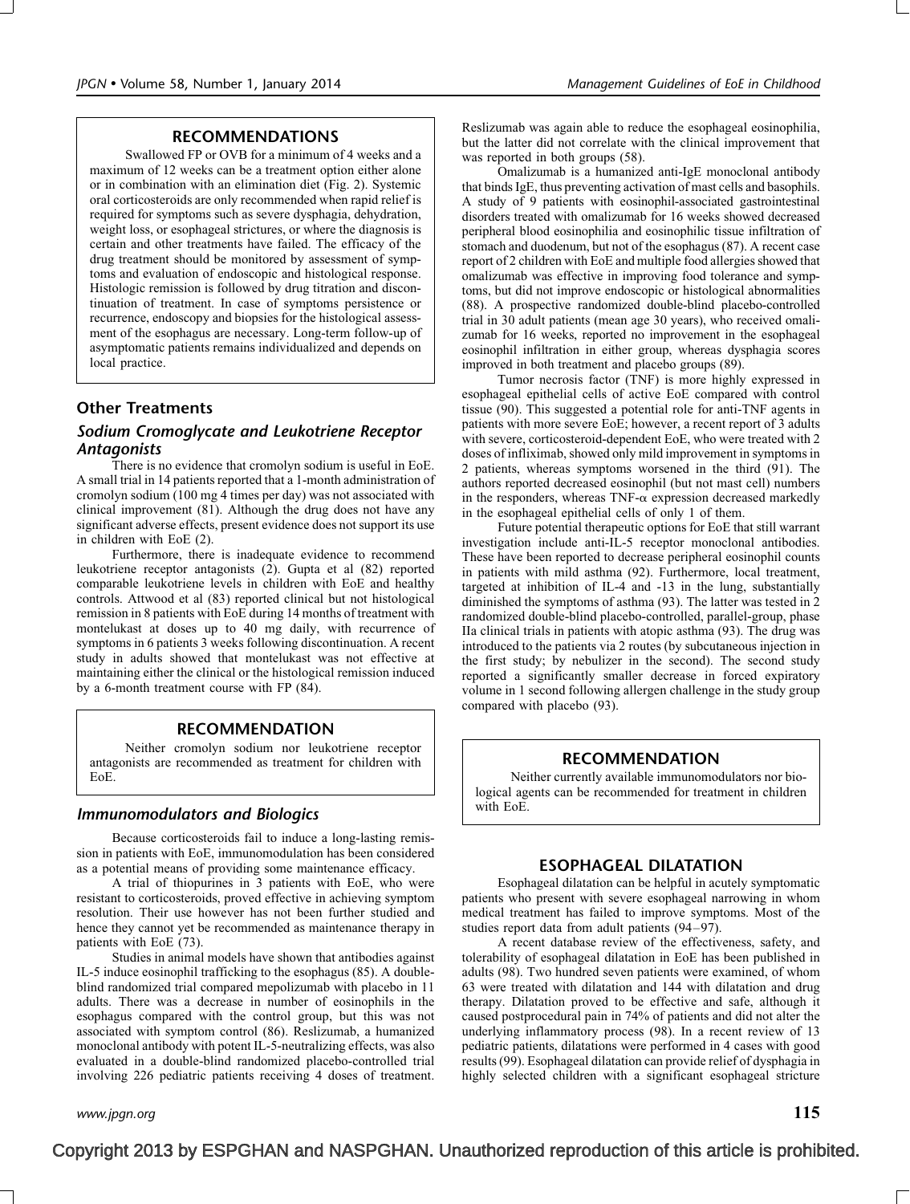> **RECOMMENDATIONS**
>
> Swallowed FP or OVB for a minimum of 4 weeks and a maximum of 12 weeks can be a treatment option either alone or in combination with an elimination diet (Fig. 2). Systemic oral corticosteroids are only recommended when rapid relief is required for symptoms such as severe dysphagia, dehydration, weight loss, or esophageal strictures, or where the diagnosis is certain and other treatments have failed. The efficacy of the drug treatment should be monitored by assessment of symptoms and evaluation of endoscopic and histological response. Histologic remission is followed by drug titration and discontinuation of treatment. In case of symptoms persistence or recurrence, endoscopy and biopsies for the histological assessment of the esophagus are necessary. Long-term follow-up of asymptomatic patients remains individualized and depends on local practice.

## Other Treatments

### Sodium Cromoglycate and Leukotriene Receptor Antagonists

There is no evidence that cromolyn sodium is useful in EoE. A small trial in 14 patients reported that a 1-month administration of cromolyn sodium (100 mg 4 times per day) was not associated with clinical improvement (81). Although the drug does not have any significant adverse effects, present evidence does not support its use in children with EoE (2).

Furthermore, there is inadequate evidence to recommend leukotriene receptor antagonists (2). Gupta et al (82) reported comparable leukotriene levels in children with EoE and healthy controls. Attwood et al (83) reported clinical but not histological remission in 8 patients with EoE during 14 months of treatment with montelukast at doses up to 40 mg daily, with recurrence of symptoms in 6 patients 3 weeks following discontinuation. A recent study in adults showed that montelukast was not effective at maintaining either the clinical or the histological remission induced by a 6-month treatment course with FP (84).

> **RECOMMENDATION**
>
> Neither cromolyn sodium nor leukotriene receptor antagonists are recommended as treatment for children with EoE.

### Immunomodulators and Biologics

Because corticosteroids fail to induce a long-lasting remission in patients with EoE, immunomodulation has been considered as a potential means of providing some maintenance efficacy.

A trial of thiopurines in 3 patients with EoE, who were resistant to corticosteroids, proved effective in achieving symptom resolution. Their use however has not been further studied and hence they cannot yet be recommended as maintenance therapy in patients with EoE (73).

Studies in animal models have shown that antibodies against IL-5 induce eosinophil trafficking to the esophagus (85). A double-blind randomized trial compared mepolizumab with placebo in 11 adults. There was a decrease in number of eosinophils in the esophagus compared with the control group, but this was not associated with symptom control (86). Reslizumab, a humanized monoclonal antibody with potent IL-5-neutralizing effects, was also evaluated in a double-blind randomized placebo-controlled trial involving 226 pediatric patients receiving 4 doses of treatment. Reslizumab was again able to reduce the esophageal eosinophilia, but the latter did not correlate with the clinical improvement that was reported in both groups (58).

Omalizumab is a humanized anti-IgE monoclonal antibody that binds IgE, thus preventing activation of mast cells and basophils. A study of 9 patients with eosinophil-associated gastrointestinal disorders treated with omalizumab for 16 weeks showed decreased peripheral blood eosinophilia and eosinophilic tissue infiltration of stomach and duodenum, but not of the esophagus (87). A recent case report of 2 children with EoE and multiple food allergies showed that omalizumab was effective in improving food tolerance and symptoms, but did not improve endoscopic or histological abnormalities (88). A prospective randomized double-blind placebo-controlled trial in 30 adult patients (mean age 30 years), who received omalizumab for 16 weeks, reported no improvement in the esophageal eosinophil infiltration in either group, whereas dysphagia scores improved in both treatment and placebo groups (89).

Tumor necrosis factor (TNF) is more highly expressed in esophageal epithelial cells of active EoE compared with control tissue (90). This suggested a potential role for anti-TNF agents in patients with more severe EoE; however, a recent report of 3 adults with severe, corticosteroid-dependent EoE, who were treated with 2 doses of infliximab, showed only mild improvement in symptoms in 2 patients, whereas symptoms worsened in the third (91). The authors reported decreased eosinophil (but not mast cell) numbers in the responders, whereas TNF-$\alpha$ expression decreased markedly in the esophageal epithelial cells of only 1 of them.

Future potential therapeutic options for EoE that still warrant investigation include anti-IL-5 receptor monoclonal antibodies. These have been reported to decrease peripheral eosinophil counts in patients with mild asthma (92). Furthermore, local treatment, targeted at inhibition of IL-4 and -13 in the lung, substantially diminished the symptoms of asthma (93). The latter was tested in 2 randomized double-blind placebo-controlled, parallel-group, phase IIa clinical trials in patients with atopic asthma (93). The drug was introduced to the patients via 2 routes (by subcutaneous injection in the first study; by nebulizer in the second). The second study reported a significantly smaller decrease in forced expiratory volume in 1 second following allergen challenge in the study group compared with placebo (93).

> **RECOMMENDATION**
>
> Neither currently available immunomodulators nor biological agents can be recommended for treatment in children with EoE.

## ESOPHAGEAL DILATATION

Esophageal dilatation can be helpful in acutely symptomatic patients who present with severe esophageal narrowing in whom medical treatment has failed to improve symptoms. Most of the studies report data from adult patients (94–97).

A recent database review of the effectiveness, safety, and tolerability of esophageal dilatation in EoE has been published in adults (98). Two hundred seven patients were examined, of whom 63 were treated with dilatation and 144 with dilatation and drug therapy. Dilatation proved to be effective and safe, although it caused postprocedural pain in 74% of patients and did not alter the underlying inflammatory process (98). In a recent review of 13 pediatric patients, dilatations were performed in 4 cases with good results (99). Esophageal dilatation can provide relief of dysphagia in highly selected children with a significant esophageal stricture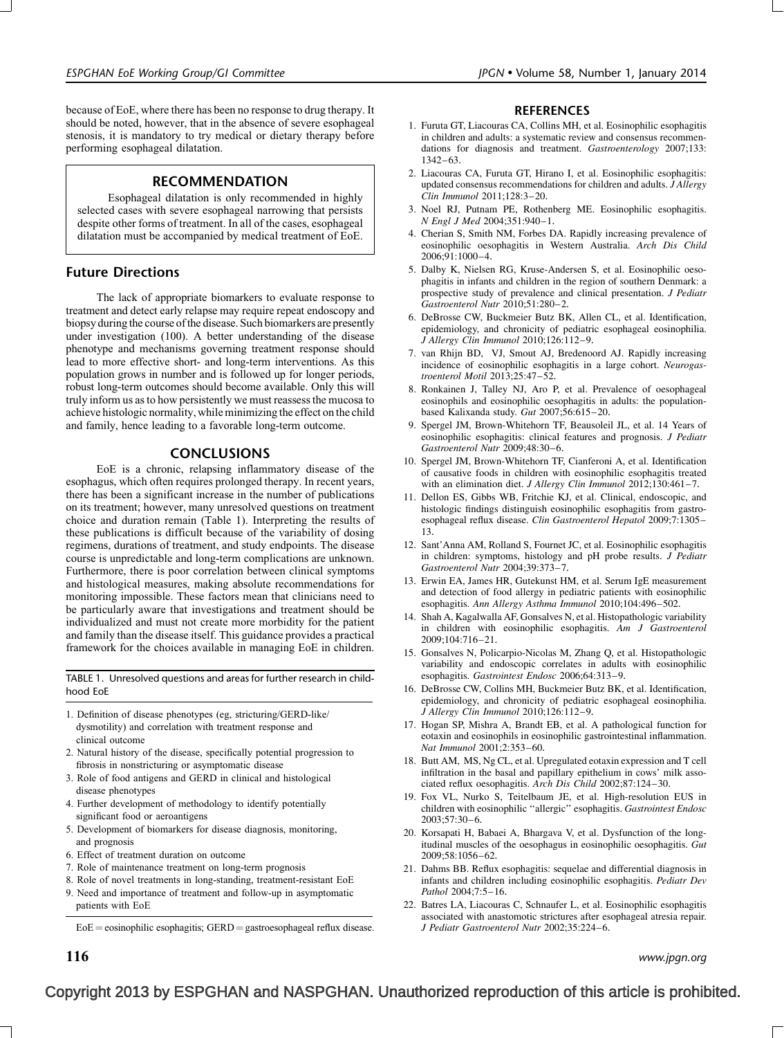because of EoE, where there has been no response to drug therapy. It should be noted, however, that in the absence of severe esophageal stenosis, it is mandatory to try medical or dietary therapy before performing esophageal dilatation.

### RECOMMENDATION

Esophageal dilatation is only recommended in highly selected cases with severe esophageal narrowing that persists despite other forms of treatment. In all of the cases, esophageal dilatation must be accompanied by medical treatment of EoE.

## Future Directions

The lack of appropriate biomarkers to evaluate response to treatment and detect early relapse may require repeat endoscopy and biopsy during the course of the disease. Such biomarkers are presently under investigation (100). A better understanding of the disease phenotype and mechanisms governing treatment response should lead to more effective short- and long-term interventions. As this population grows in number and is followed up for longer periods, robust long-term outcomes should become available. Only this will truly inform us as to how persistently we must reassess the mucosa to achieve histologic normality, while minimizing the effect on the child and family, hence leading to a favorable long-term outcome.

## CONCLUSIONS

EoE is a chronic, relapsing inflammatory disease of the esophagus, which often requires prolonged therapy. In recent years, there has been a significant increase in the number of publications on its treatment; however, many unresolved questions on treatment choice and duration remain (Table 1). Interpreting the results of these publications is difficult because of the variability of dosing regimens, durations of treatment, and study endpoints. The disease course is unpredictable and long-term complications are unknown. Furthermore, there is poor correlation between clinical symptoms and histological measures, making absolute recommendations for monitoring impossible. These factors mean that clinicians need to be particularly aware that investigations and treatment should be individualized and must not create more morbidity for the patient and family than the disease itself. This guidance provides a practical framework for the choices available in managing EoE in children.

TABLE 1. Unresolved questions and areas for further research in childhood EoE

1. Definition of disease phenotypes (eg, stricturing/GERD-like/dysmotility) and correlation with treatment response and clinical outcome
2. Natural history of the disease, specifically potential progression to fibrosis in nonstricturing or asymptomatic disease
3. Role of food antigens and GERD in clinical and histological disease phenotypes
4. Further development of methodology to identify potentially significant food or aeroantigens
5. Development of biomarkers for disease diagnosis, monitoring, and prognosis
6. Effect of treatment duration on outcome
7. Role of maintenance treatment on long-term prognosis
8. Role of novel treatments in long-standing, treatment-resistant EoE
9. Need and importance of treatment and follow-up in asymptomatic patients with EoE

EoE = eosinophilic esophagitis; GERD = gastroesophageal reflux disease.

## REFERENCES

1. Furuta GT, Liacouras CA, Collins MH, et al. Eosinophilic esophagitis in children and adults: a systematic review and consensus recommendations for diagnosis and treatment. *Gastroenterology* 2007;133:1342–63.
2. Liacouras CA, Furuta GT, Hirano I, et al. Eosinophilic esophagitis: updated consensus recommendations for children and adults. *J Allergy Clin Immunol* 2011;128:3–20.
3. Noel RJ, Putnam PE, Rothenberg ME. Eosinophilic esophagitis. *N Engl J Med* 2004;351:940–1.
4. Cherian S, Smith NM, Forbes DA. Rapidly increasing prevalence of eosinophilic oesophagitis in Western Australia. *Arch Dis Child* 2006;91:1000–4.
5. Dalby K, Nielsen RG, Kruse-Andersen S, et al. Eosinophilic oesophagitis in infants and children in the region of southern Denmark: a prospective study of prevalence and clinical presentation. *J Pediatr Gastroenterol Nutr* 2010;51:280–2.
6. DeBrosse CW, Buckmeier Butz BK, Allen CL, et al. Identification, epidemiology, and chronicity of pediatric esophageal eosinophilia. *J Allergy Clin Immunol* 2010;126:112–9.
7. van Rhijn BD, VJ, Smout AJ, Bredenoord AJ. Rapidly increasing incidence of eosinophilic esophagitis in a large cohort. *Neurogastroenterol Motil* 2013;25:47–52.
8. Ronkainen J, Talley NJ, Aro P, et al. Prevalence of oesophageal eosinophils and eosinophilic oesophagitis in adults: the population-based Kalixanda study. *Gut* 2007;56:615–20.
9. Spergel JM, Brown-Whitehorn TF, Beausoleil JL, et al. 14 Years of eosinophilic esophagitis: clinical features and prognosis. *J Pediatr Gastroenterol Nutr* 2009;48:30–6.
10. Spergel JM, Brown-Whitehorn TF, Cianferoni A, et al. Identification of causative foods in children with eosinophilic esophagitis treated with an elimination diet. *J Allergy Clin Immunol* 2012;130:461–7.
11. Dellon ES, Gibbs WB, Fritchie KJ, et al. Clinical, endoscopic, and histologic findings distinguish eosinophilic esophagitis from gastroesophageal reflux disease. *Clin Gastroenterol Hepatol* 2009;7:1305–13.
12. Sant'Anna AM, Rolland S, Fournet JC, et al. Eosinophilic esophagitis in children: symptoms, histology and pH probe results. *J Pediatr Gastroenterol Nutr* 2004;39:373–7.
13. Erwin EA, James HR, Gutekunst HM, et al. Serum IgE measurement and detection of food allergy in pediatric patients with eosinophilic esophagitis. *Ann Allergy Asthma Immunol* 2010;104:496–502.
14. Shah A, Kagalwalla AF, Gonsalves N, et al. Histopathologic variability in children with eosinophilic esophagitis. *Am J Gastroenterol* 2009;104:716–21.
15. Gonsalves N, Policarpio-Nicolas M, Zhang Q, et al. Histopathologic variability and endoscopic correlates in adults with eosinophilic esophagitis. *Gastrointest Endosc* 2006;64:313–9.
16. DeBrosse CW, Collins MH, Buckmeier Butz BK, et al. Identification, epidemiology, and chronicity of pediatric esophageal eosinophilia. *J Allergy Clin Immunol* 2010;126:112–9.
17. Hogan SP, Mishra A, Brandt EB, et al. A pathological function for eotaxin and eosinophils in eosinophilic gastrointestinal inflammation. *Nat Immunol* 2001;2:353–60.
18. Butt AM, MS, Ng CL, et al. Upregulated eotaxin expression and T cell infiltration in the basal and papillary epithelium in cows' milk associated reflux oesophagitis. *Arch Dis Child* 2002;87:124–30.
19. Fox VL, Nurko S, Teitelbaum JE, et al. High-resolution EUS in children with eosinophilic ''allergic'' esophagitis. *Gastrointest Endosc* 2003;57:30–6.
20. Korsapati H, Babaei A, Bhargava V, et al. Dysfunction of the longitudinal muscles of the oesophagus in eosinophilic oesophagitis. *Gut* 2009;58:1056–62.
21. Dahms BB. Reflux esophagitis: sequelae and differential diagnosis in infants and children including eosinophilic esophagitis. *Pediatr Dev Pathol* 2004;7:5–16.
22. Batres LA, Liacouras C, Schnaufer L, et al. Eosinophilic esophagitis associated with anastomotic strictures after esophageal atresia repair. *J Pediatr Gastroenterol Nutr* 2002;35:224–6.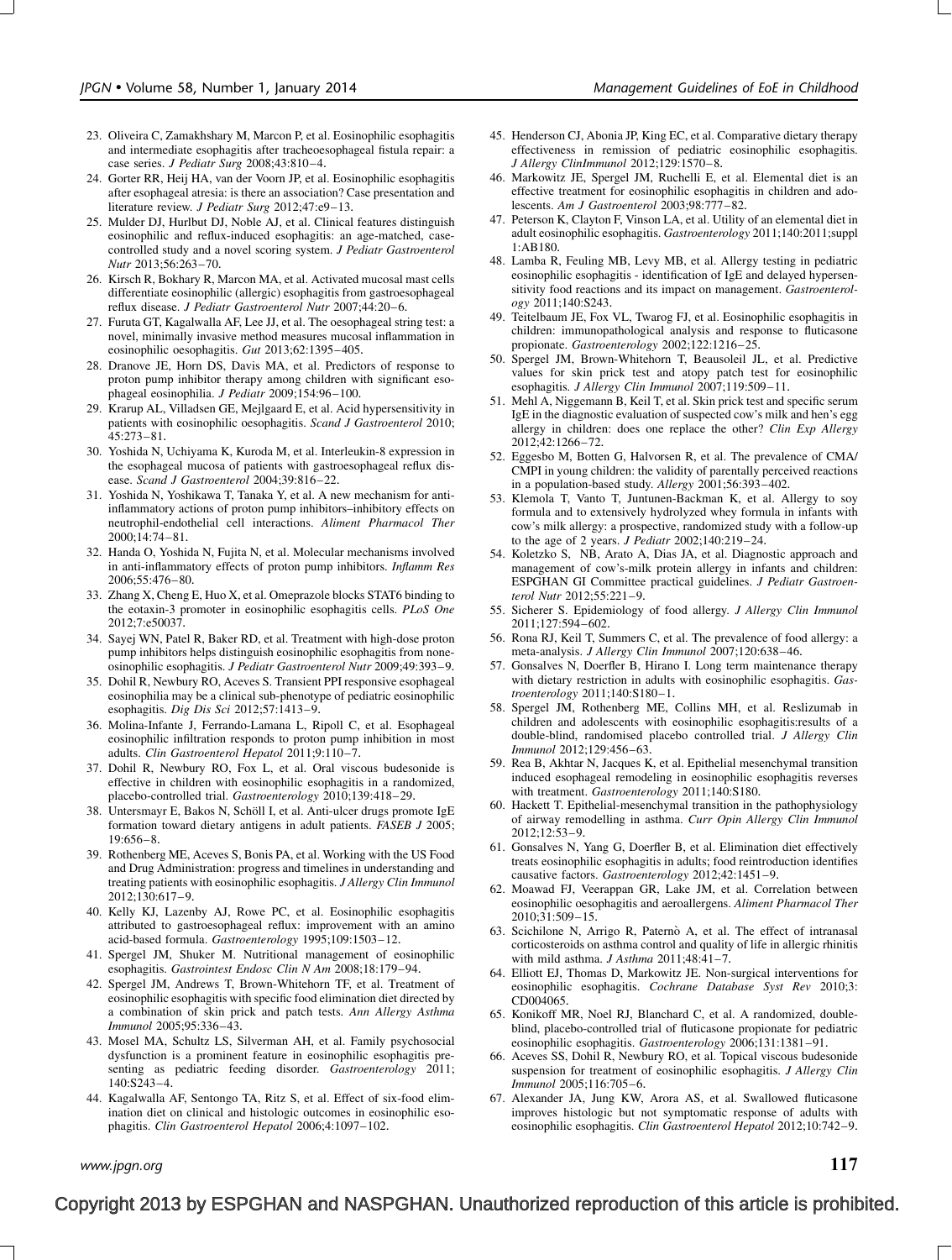23. Oliveira C, Zamakhshary M, Marcon P, et al. Eosinophilic esophagitis and intermediate esophagitis after tracheoesophageal fistula repair: a case series. *J Pediatr Surg* 2008;43:810–4.
24. Gorter RR, Heij HA, van der Voorn JP, et al. Eosinophilic esophagitis after esophageal atresia: is there an association? Case presentation and literature review. *J Pediatr Surg* 2012;47:e9–13.
25. Mulder DJ, Hurlbut DJ, Noble AJ, et al. Clinical features distinguish eosinophilic and reflux-induced esophagitis: an age-matched, case-controlled study and a novel scoring system. *J Pediatr Gastroenterol Nutr* 2013;56:263–70.
26. Kirsch R, Bokhary R, Marcon MA, et al. Activated mucosal mast cells differentiate eosinophilic (allergic) esophagitis from gastroesophageal reflux disease. *J Pediatr Gastroenterol Nutr* 2007;44:20–6.
27. Furuta GT, Kagalwalla AF, Lee JJ, et al. The oesophageal string test: a novel, minimally invasive method measures mucosal inflammation in eosinophilic oesophagitis. *Gut* 2013;62:1395–405.
28. Dranove JE, Horn DS, Davis MA, et al. Predictors of response to proton pump inhibitor therapy among children with significant esophageal eosinophilia. *J Pediatr* 2009;154:96–100.
29. Krarup AL, Villadsen GE, Mejlgaard E, et al. Acid hypersensitivity in patients with eosinophilic oesophagitis. *Scand J Gastroenterol* 2010; 45:273–81.
30. Yoshida N, Uchiyama K, Kuroda M, et al. Interleukin-8 expression in the esophageal mucosa of patients with gastroesophageal reflux disease. *Scand J Gastroenterol* 2004;39:816–22.
31. Yoshida N, Yoshikawa T, Tanaka Y, et al. A new mechanism for anti-inflammatory actions of proton pump inhibitors–inhibitory effects on neutrophil-endothelial cell interactions. *Aliment Pharmacol Ther* 2000;14:74–81.
32. Handa O, Yoshida N, Fujita N, et al. Molecular mechanisms involved in anti-inflammatory effects of proton pump inhibitors. *Inflamm Res* 2006;55:476–80.
33. Zhang X, Cheng E, Huo X, et al. Omeprazole blocks STAT6 binding to the eotaxin-3 promoter in eosinophilic esophagitis cells. *PLoS One* 2012;7:e50037.
34. Sayej WN, Patel R, Baker RD, et al. Treatment with high-dose proton pump inhibitors helps distinguish eosinophilic esophagitis from noneosinophilic esophagitis. *J Pediatr Gastroenterol Nutr* 2009;49:393–9.
35. Dohil R, Newbury RO, Aceves S. Transient PPI responsive esophageal eosinophilia may be a clinical sub-phenotype of pediatric eosinophilic esophagitis. *Dig Dis Sci* 2012;57:1413–9.
36. Molina-Infante J, Ferrando-Lamana L, Ripoll C, et al. Esophageal eosinophilic infiltration responds to proton pump inhibition in most adults. *Clin Gastroenterol Hepatol* 2011;9:110–7.
37. Dohil R, Newbury RO, Fox L, et al. Oral viscous budesonide is effective in children with eosinophilic esophagitis in a randomized, placebo-controlled trial. *Gastroenterology* 2010;139:418–29.
38. Untersmayr E, Bakos N, Schöll I, et al. Anti-ulcer drugs promote IgE formation toward dietary antigens in adult patients. *FASEB J* 2005; 19:656–8.
39. Rothenberg ME, Aceves S, Bonis PA, et al. Working with the US Food and Drug Administration: progress and timelines in understanding and treating patients with eosinophilic esophagitis. *J Allergy Clin Immunol* 2012;130:617–9.
40. Kelly KJ, Lazenby AJ, Rowe PC, et al. Eosinophilic esophagitis attributed to gastroesophageal reflux: improvement with an amino acid-based formula. *Gastroenterology* 1995;109:1503–12.
41. Spergel JM, Shuker M. Nutritional management of eosinophilic esophagitis. *Gastrointest Endosc Clin N Am* 2008;18:179–94.
42. Spergel JM, Andrews T, Brown-Whitehorn TF, et al. Treatment of eosinophilic esophagitis with specific food elimination diet directed by a combination of skin prick and patch tests. *Ann Allergy Asthma Immunol* 2005;95:336–43.
43. Mosel MA, Schultz LS, Silverman AH, et al. Family psychosocial dysfunction is a prominent feature in eosinophilic esophagitis presenting as pediatric feeding disorder. *Gastroenterology* 2011; 140:S243–4.
44. Kagalwalla AF, Sentongo TA, Ritz S, et al. Effect of six-food elimination diet on clinical and histologic outcomes in eosinophilic esophagitis. *Clin Gastroenterol Hepatol* 2006;4:1097–102.
45. Henderson CJ, Abonia JP, King EC, et al. Comparative dietary therapy effectiveness in remission of pediatric eosinophilic esophagitis. *J Allergy ClinImmunol* 2012;129:1570–8.
46. Markowitz JE, Spergel JM, Ruchelli E, et al. Elemental diet is an effective treatment for eosinophilic esophagitis in children and adolescents. *Am J Gastroenterol* 2003;98:777–82.
47. Peterson K, Clayton F, Vinson LA, et al. Utility of an elemental diet in adult eosinophilic esophagitis. *Gastroenterology* 2011;140:2011;suppl 1:AB180.
48. Lamba R, Feuling MB, Levy MB, et al. Allergy testing in pediatric eosinophilic esophagitis - identification of IgE and delayed hypersensitivity food reactions and its impact on management. *Gastroenterology* 2011;140:S243.
49. Teitelbaum JE, Fox VL, Twarog FJ, et al. Eosinophilic esophagitis in children: immunopathological analysis and response to fluticasone propionate. *Gastroenterology* 2002;122:1216–25.
50. Spergel JM, Brown-Whitehorn T, Beausoleil JL, et al. Predictive values for skin prick test and atopy patch test for eosinophilic esophagitis. *J Allergy Clin Immunol* 2007;119:509–11.
51. Mehl A, Niggemann B, Keil T, et al. Skin prick test and specific serum IgE in the diagnostic evaluation of suspected cow's milk and hen's egg allergy in children: does one replace the other? *Clin Exp Allergy* 2012;42:1266–72.
52. Eggesbo M, Botten G, Halvorsen R, et al. The prevalence of CMA/CMPI in young children: the validity of parentally perceived reactions in a population-based study. *Allergy* 2001;56:393–402.
53. Klemola T, Vanto T, Juntunen-Backman K, et al. Allergy to soy formula and to extensively hydrolyzed whey formula in infants with cow's milk allergy: a prospective, randomized study with a follow-up to the age of 2 years. *J Pediatr* 2002;140:219–24.
54. Koletzko S, NB, Arato A, Dias JA, et al. Diagnostic approach and management of cow's-milk protein allergy in infants and children: ESPGHAN GI Committee practical guidelines. *J Pediatr Gastroenterol Nutr* 2012;55:221–9.
55. Sicherer S. Epidemiology of food allergy. *J Allergy Clin Immunol* 2011;127:594–602.
56. Rona RJ, Keil T, Summers C, et al. The prevalence of food allergy: a meta-analysis. *J Allergy Clin Immunol* 2007;120:638–46.
57. Gonsalves N, Doerfler B, Hirano I. Long term maintenance therapy with dietary restriction in adults with eosinophilic esophagitis. *Gastroenterology* 2011;140:S180–1.
58. Spergel JM, Rothenberg ME, Collins MH, et al. Reslizumab in children and adolescents with eosinophilic esophagitis:results of a double-blind, randomised placebo controlled trial. *J Allergy Clin Immunol* 2012;129:456–63.
59. Rea B, Akhtar N, Jacques K, et al. Epithelial mesenchymal transition induced esophageal remodeling in eosinophilic esophagitis reverses with treatment. *Gastroenterology* 2011;140:S180.
60. Hackett T. Epithelial-mesenchymal transition in the pathophysiology of airway remodelling in asthma. *Curr Opin Allergy Clin Immunol* 2012;12:53–9.
61. Gonsalves N, Yang G, Doerfler B, et al. Elimination diet effectively treats eosinophilic esophagitis in adults; food reintroduction identifies causative factors. *Gastroenterology* 2012;42:1451–9.
62. Moawad FJ, Veerappan GR, Lake JM, et al. Correlation between eosinophilic oesophagitis and aeroallergens. *Aliment Pharmacol Ther* 2010;31:509–15.
63. Scichilone N, Arrigo R, Paternò A, et al. The effect of intranasal corticosteroids on asthma control and quality of life in allergic rhinitis with mild asthma. *J Asthma* 2011;48:41–7.
64. Elliott EJ, Thomas D, Markowitz JE. Non-surgical interventions for eosinophilic esophagitis. *Cochrane Database Syst Rev* 2010;3: CD004065.
65. Konikoff MR, Noel RJ, Blanchard C, et al. A randomized, double-blind, placebo-controlled trial of fluticasone propionate for pediatric eosinophilic esophagitis. *Gastroenterology* 2006;131:1381–91.
66. Aceves SS, Dohil R, Newbury RO, et al. Topical viscous budesonide suspension for treatment of eosinophilic esophagitis. *J Allergy Clin Immunol* 2005;116:705–6.
67. Alexander JA, Jung KW, Arora AS, et al. Swallowed fluticasone improves histologic but not symptomatic response of adults with eosinophilic esophagitis. *Clin Gastroenterol Hepatol* 2012;10:742–9.

Copyright 2013 by ESPGHAN and NASPGHAN. Unauthorized reproduction of this article is prohibited.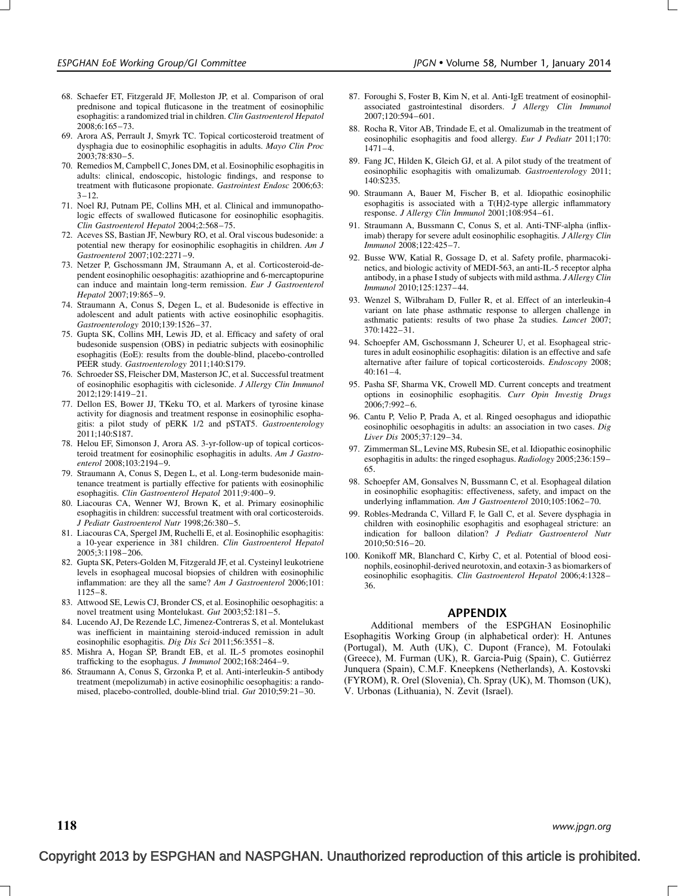68. Schaefer ET, Fitzgerald JF, Molleston JP, et al. Comparison of oral prednisone and topical fluticasone in the treatment of eosinophilic esophagitis: a randomized trial in children. *Clin Gastroenterol Hepatol* 2008;6:165–73.
69. Arora AS, Perrault J, Smyrk TC. Topical corticosteroid treatment of dysphagia due to eosinophilic esophagitis in adults. *Mayo Clin Proc* 2003;78:830–5.
70. Remedios M, Campbell C, Jones DM, et al. Eosinophilic esophagitis in adults: clinical, endoscopic, histologic findings, and response to treatment with fluticasone propionate. *Gastrointest Endosc* 2006;63: 3–12.
71. Noel RJ, Putnam PE, Collins MH, et al. Clinical and immunopathologic effects of swallowed fluticasone for eosinophilic esophagitis. *Clin Gastroenterol Hepatol* 2004;2:568–75.
72. Aceves SS, Bastian JF, Newbury RO, et al. Oral viscous budesonide: a potential new therapy for eosinophilic esophagitis in children. *Am J Gastroenterol* 2007;102:2271–9.
73. Netzer P, Gschossmann JM, Straumann A, et al. Corticosteroid-dependent eosinophilic oesophagitis: azathioprine and 6-mercaptopurine can induce and maintain long-term remission. *Eur J Gastroenterol Hepatol* 2007;19:865–9.
74. Straumann A, Conus S, Degen L, et al. Budesonide is effective in adolescent and adult patients with active eosinophilic esophagitis. *Gastroenterology* 2010;139:1526–37.
75. Gupta SK, Collins MH, Lewis JD, et al. Efficacy and safety of oral budesonide suspension (OBS) in pediatric subjects with eosinophilic esophagitis (EoE): results from the double-blind, placebo-controlled PEER study. *Gastroenterology* 2011;140:S179.
76. Schroeder SS, Fleischer DM, Masterson JC, et al. Successful treatment of eosinophilic esophagitis with ciclesonide. *J Allergy Clin Immunol* 2012;129:1419–21.
77. Dellon ES, Bower JJ, TKeku TO, et al. Markers of tyrosine kinase activity for diagnosis and treatment response in eosinophilic esophagitis: a pilot study of pERK 1/2 and pSTAT5. *Gastroenterology* 2011;140:S187.
78. Helou EF, Simonson J, Arora AS. 3-yr-follow-up of topical corticosteroid treatment for eosinophilic esophagitis in adults. *Am J Gastroenterol* 2008;103:2194–9.
79. Straumann A, Conus S, Degen L, et al. Long-term budesonide maintenance treatment is partially effective for patients with eosinophilic esophagitis. *Clin Gastroenterol Hepatol* 2011;9:400–9.
80. Liacouras CA, Wenner WJ, Brown K, et al. Primary eosinophilic esophagitis in children: successful treatment with oral corticosteroids. *J Pediatr Gastroenterol Nutr* 1998;26:380–5.
81. Liacouras CA, Spergel JM, Ruchelli E, et al. Eosinophilic esophagitis: a 10-year experience in 381 children. *Clin Gastroenterol Hepatol* 2005;3:1198–206.
82. Gupta SK, Peters-Golden M, Fitzgerald JF, et al. Cysteinyl leukotriene levels in esophageal mucosal biopsies of children with eosinophilic inflammation: are they all the same? *Am J Gastroenterol* 2006;101: 1125–8.
83. Attwood SE, Lewis CJ, Bronder CS, et al. Eosinophilic oesophagitis: a novel treatment using Montelukast. *Gut* 2003;52:181–5.
84. Lucendo AJ, De Rezende LC, Jimenez-Contreras S, et al. Montelukast was inefficient in maintaining steroid-induced remission in adult eosinophilic esophagitis. *Dig Dis Sci* 2011;56:3551–8.
85. Mishra A, Hogan SP, Brandt EB, et al. IL-5 promotes eosinophil trafficking to the esophagus. *J Immunol* 2002;168:2464–9.
86. Straumann A, Conus S, Grzonka P, et al. Anti-interleukin-5 antibody treatment (mepolizumab) in active eosinophilic oesophagitis: a randomised, placebo-controlled, double-blind trial. *Gut* 2010;59:21–30.
87. Foroughi S, Foster B, Kim N, et al. Anti-IgE treatment of eosinophil-associated gastrointestinal disorders. *J Allergy Clin Immunol* 2007;120:594–601.
88. Rocha R, Vitor AB, Trindade E, et al. Omalizumab in the treatment of eosinophilic esophagitis and food allergy. *Eur J Pediatr* 2011;170: 1471–4.
89. Fang JC, Hilden K, Gleich GJ, et al. A pilot study of the treatment of eosinophilic esophagitis with omalizumab. *Gastroenterology* 2011; 140:S235.
90. Straumann A, Bauer M, Fischer B, et al. Idiopathic eosinophilic esophagitis is associated with a T(H)2-type allergic inflammatory response. *J Allergy Clin Immunol* 2001;108:954–61.
91. Straumann A, Bussmann C, Conus S, et al. Anti-TNF-alpha (infliximab) therapy for severe adult eosinophilic esophagitis. *J Allergy Clin Immunol* 2008;122:425–7.
92. Busse WW, Katial R, Gossage D, et al. Safety profile, pharmacokinetics, and biologic activity of MEDI-563, an anti-IL-5 receptor alpha antibody, in a phase I study of subjects with mild asthma. *J Allergy Clin Immunol* 2010;125:1237–44.
93. Wenzel S, Wilbraham D, Fuller R, et al. Effect of an interleukin-4 variant on late phase asthmatic response to allergen challenge in asthmatic patients: results of two phase 2a studies. *Lancet* 2007; 370:1422–31.
94. Schoepfer AM, Gschossmann J, Scheurer U, et al. Esophageal strictures in adult eosinophilic esophagitis: dilation is an effective and safe alternative after failure of topical corticosteroids. *Endoscopy* 2008; 40:161–4.
95. Pasha SF, Sharma VK, Crowell MD. Current concepts and treatment options in eosinophilic esophagitis. *Curr Opin Investig Drugs* 2006;7:992–6.
96. Cantu P, Velio P, Prada A, et al. Ringed oesophagus and idiopathic eosinophilic oesophagitis in adults: an association in two cases. *Dig Liver Dis* 2005;37:129–34.
97. Zimmerman SL, Levine MS, Rubesin SE, et al. Idiopathic eosinophilic esophagitis in adults: the ringed esophagus. *Radiology* 2005;236:159–65.
98. Schoepfer AM, Gonsalves N, Bussmann C, et al. Esophageal dilation in eosinophilic esophagitis: effectiveness, safety, and impact on the underlying inflammation. *Am J Gastroenterol* 2010;105:1062–70.
99. Robles-Medranda C, Villard F, le Gall C, et al. Severe dysphagia in children with eosinophilic esophagitis and esophageal stricture: an indication for balloon dilation? *J Pediatr Gastroenterol Nutr* 2010;50:516–20.
100. Konikoff MR, Blanchard C, Kirby C, et al. Potential of blood eosinophils, eosinophil-derived neurotoxin, and eotaxin-3 as biomarkers of eosinophilic esophagitis. *Clin Gastroenterol Hepatol* 2006;4:1328–36.

## APPENDIX

Additional members of the ESPGHAN Eosinophilic Esophagitis Working Group (in alphabetical order): H. Antunes (Portugal), M. Auth (UK), C. Dupont (France), M. Fotoulaki (Greece), M. Furman (UK), R. Garcia-Puig (Spain), C. Gutiérrez Junquera (Spain), C.M.F. Kneepkens (Netherlands), A. Kostovski (FYROM), R. Orel (Slovenia), Ch. Spray (UK), M. Thomson (UK), V. Urbonas (Lithuania), N. Zevit (Israel).

Copyright 2013 by ESPGHAN and NASPGHAN. Unauthorized reproduction of this article is prohibited.